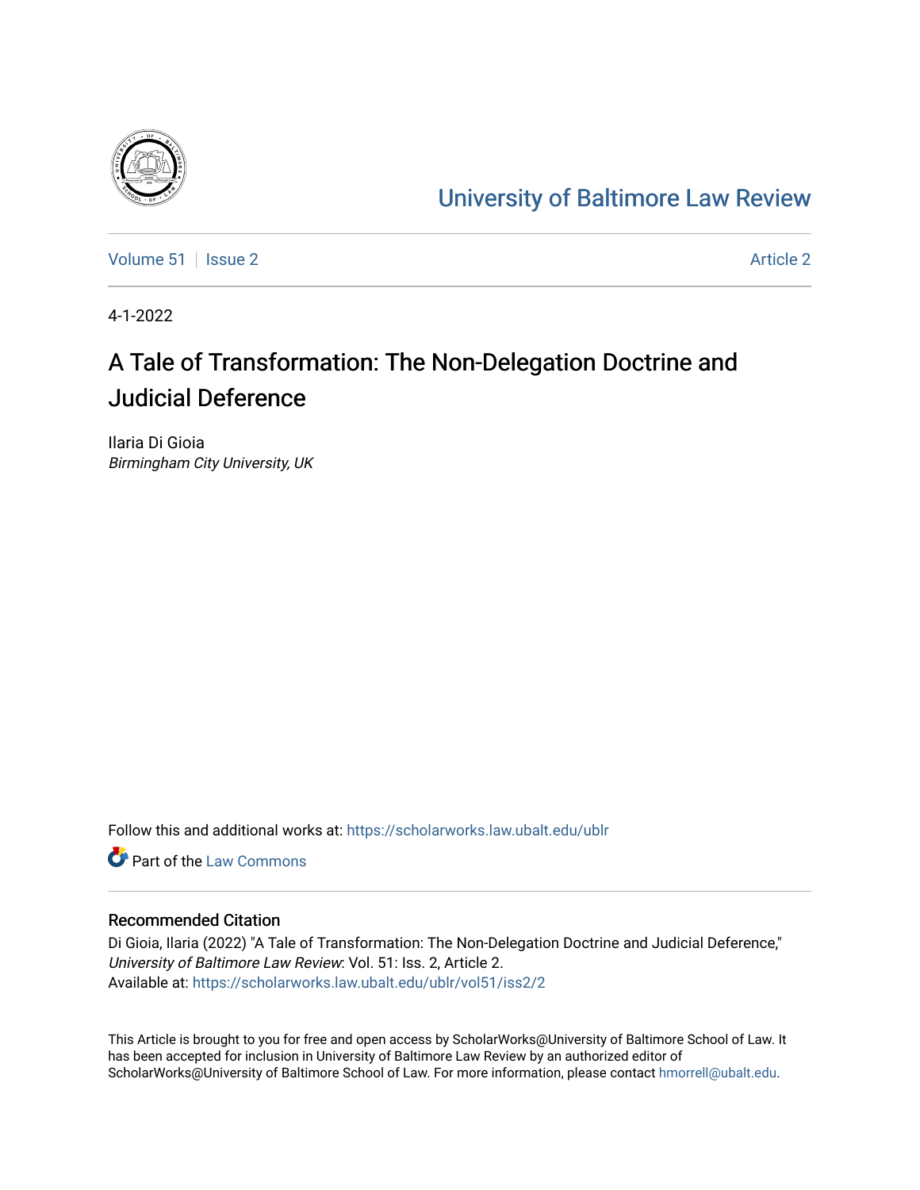# University of Baltimore Law Review

Volume 51 | Issue 2 | Article 2

4-1-2022

## A Tale of Transformation: The Non-Delegation Doctrine and Judicial Deference

Ilaria Di Gioia
*Birmingham City University, UK*

Follow this and additional works at: https://scholarworks.law.ubalt.edu/ublr

Part of the Law Commons

### Recommended Citation

Di Gioia, Ilaria (2022) "A Tale of Transformation: The Non-Delegation Doctrine and Judicial Deference," *University of Baltimore Law Review*: Vol. 51: Iss. 2, Article 2.
Available at: https://scholarworks.law.ubalt.edu/ublr/vol51/iss2/2

This Article is brought to you for free and open access by ScholarWorks@University of Baltimore School of Law. It has been accepted for inclusion in University of Baltimore Law Review by an authorized editor of ScholarWorks@University of Baltimore School of Law. For more information, please contact hmorrell@ubalt.edu.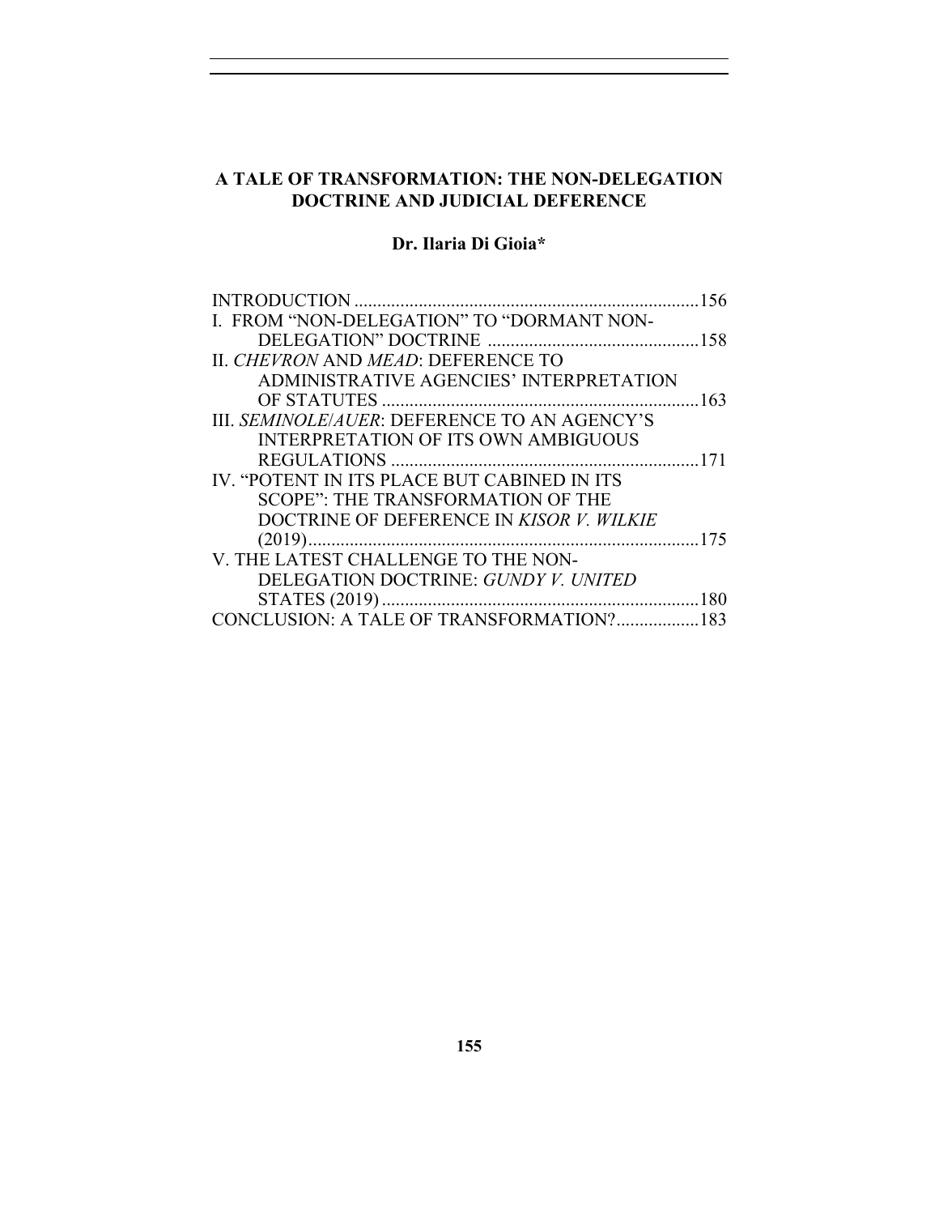# A TALE OF TRANSFORMATION: THE NON-DELEGATION DOCTRINE AND JUDICIAL DEFERENCE

**Dr. Ilaria Di Gioia***

INTRODUCTION .......................................................................... 156
I. FROM "NON-DELEGATION" TO "DORMANT NON-DELEGATION" DOCTRINE .............................................. 158
II. *CHEVRON* AND *MEAD*: DEFERENCE TO ADMINISTRATIVE AGENCIES' INTERPRETATION OF STATUTES ..................................................................... 163
III. *SEMINOLE*/*AUER*: DEFERENCE TO AN AGENCY'S INTERPRETATION OF ITS OWN AMBIGUOUS REGULATIONS .................................................................. 171
IV. "POTENT IN ITS PLACE BUT CABINED IN ITS SCOPE": THE TRANSFORMATION OF THE DOCTRINE OF DEFERENCE IN *KISOR V. WILKIE* (2019) ..................................................................................... 175
V. THE LATEST CHALLENGE TO THE NON-DELEGATION DOCTRINE: *GUNDY V. UNITED STATES* (2019) ..................................................................... 180
CONCLUSION: A TALE OF TRANSFORMATION? .................. 183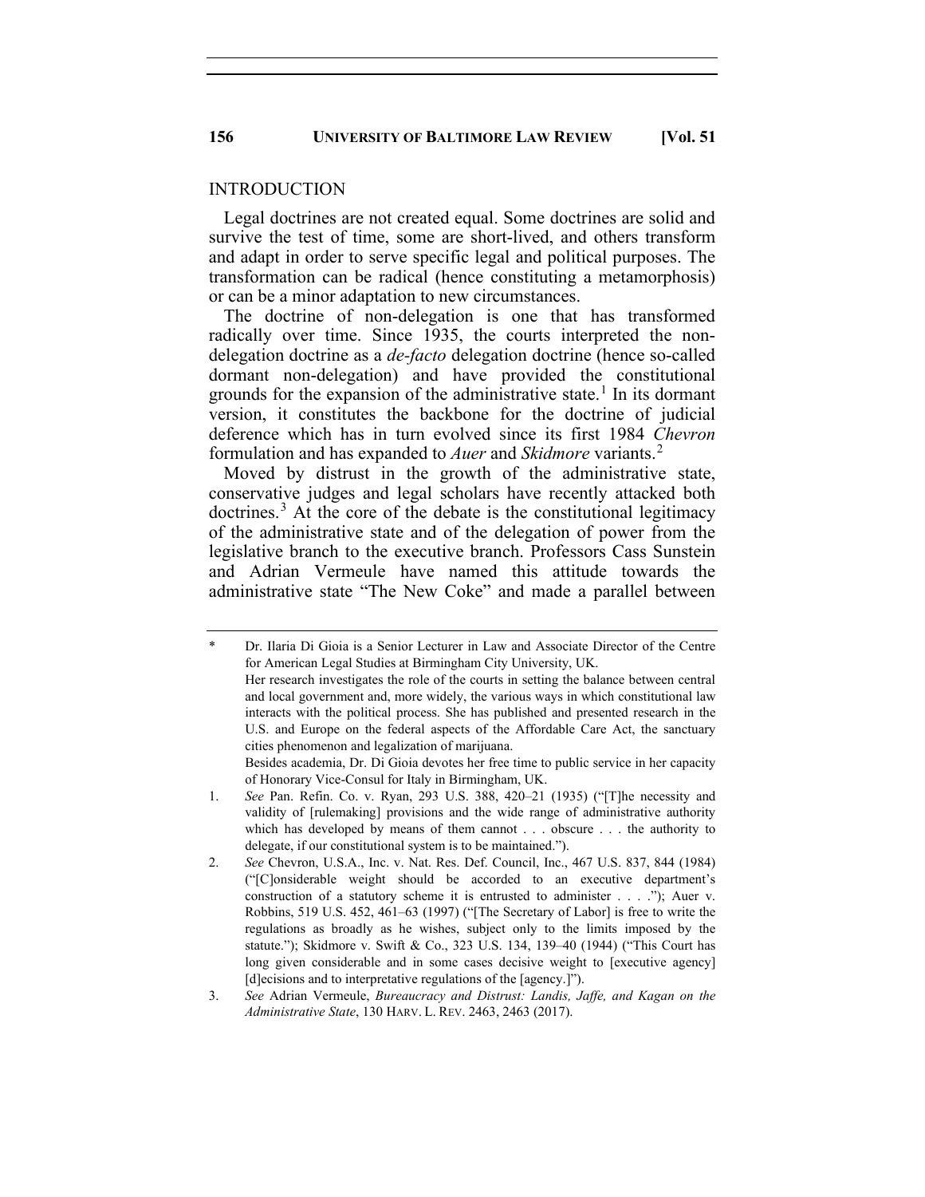## INTRODUCTION

Legal doctrines are not created equal. Some doctrines are solid and survive the test of time, some are short-lived, and others transform and adapt in order to serve specific legal and political purposes. The transformation can be radical (hence constituting a metamorphosis) or can be a minor adaptation to new circumstances.

The doctrine of non-delegation is one that has transformed radically over time. Since 1935, the courts interpreted the non-delegation doctrine as a *de-facto* delegation doctrine (hence so-called dormant non-delegation) and have provided the constitutional grounds for the expansion of the administrative state.[1] In its dormant version, it constitutes the backbone for the doctrine of judicial deference which has in turn evolved since its first 1984 *Chevron* formulation and has expanded to *Auer* and *Skidmore* variants.[2]

Moved by distrust in the growth of the administrative state, conservative judges and legal scholars have recently attacked both doctrines.[3] At the core of the debate is the constitutional legitimacy of the administrative state and of the delegation of power from the legislative branch to the executive branch. Professors Cass Sunstein and Adrian Vermeule have named this attitude towards the administrative state "The New Coke" and made a parallel between

---

\* Dr. Ilaria Di Gioia is a Senior Lecturer in Law and Associate Director of the Centre for American Legal Studies at Birmingham City University, UK.
Her research investigates the role of the courts in setting the balance between central and local government and, more widely, the various ways in which constitutional law interacts with the political process. She has published and presented research in the U.S. and Europe on the federal aspects of the Affordable Care Act, the sanctuary cities phenomenon and legalization of marijuana.
Besides academia, Dr. Di Gioia devotes her free time to public service in her capacity of Honorary Vice-Consul for Italy in Birmingham, UK.

1. *See* Pan. Refin. Co. v. Ryan, 293 U.S. 388, 420–21 (1935) ("[T]he necessity and validity of [rulemaking] provisions and the wide range of administrative authority which has developed by means of them cannot . . . obscure . . . the authority to delegate, if our constitutional system is to be maintained.").
2. *See* Chevron, U.S.A., Inc. v. Nat. Res. Def. Council, Inc., 467 U.S. 837, 844 (1984) ("[C]onsiderable weight should be accorded to an executive department's construction of a statutory scheme it is entrusted to administer . . . ."); Auer v. Robbins, 519 U.S. 452, 461–63 (1997) ("[The Secretary of Labor] is free to write the regulations as broadly as he wishes, subject only to the limits imposed by the statute."); Skidmore v. Swift & Co., 323 U.S. 134, 139–40 (1944) ("This Court has long given considerable and in some cases decisive weight to [executive agency] [d]ecisions and to interpretative regulations of the [agency.]").
3. *See* Adrian Vermeule, *Bureaucracy and Distrust: Landis, Jaffe, and Kagan on the Administrative State*, 130 HARV. L. REV. 2463, 2463 (2017).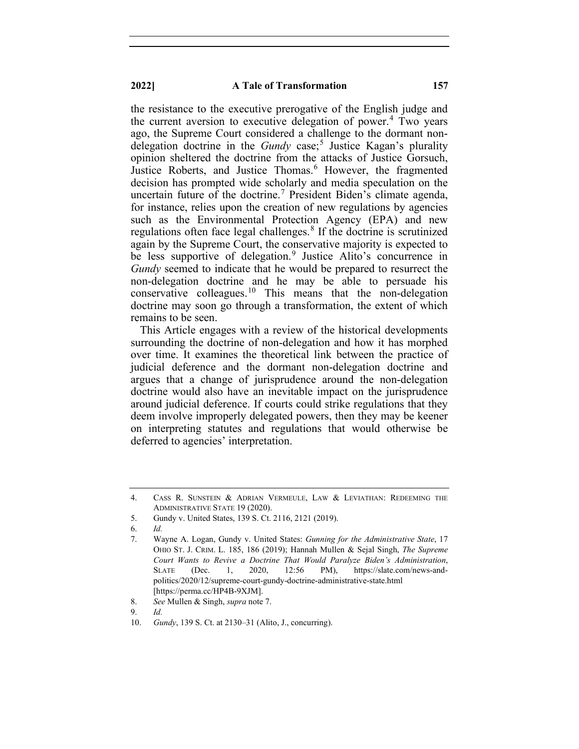the resistance to the executive prerogative of the English judge and the current aversion to executive delegation of power.[4] Two years ago, the Supreme Court considered a challenge to the dormant non-delegation doctrine in the *Gundy* case;[5] Justice Kagan's plurality opinion sheltered the doctrine from the attacks of Justice Gorsuch, Justice Roberts, and Justice Thomas.[6] However, the fragmented decision has prompted wide scholarly and media speculation on the uncertain future of the doctrine.[7] President Biden's climate agenda, for instance, relies upon the creation of new regulations by agencies such as the Environmental Protection Agency (EPA) and new regulations often face legal challenges.[8] If the doctrine is scrutinized again by the Supreme Court, the conservative majority is expected to be less supportive of delegation.[9] Justice Alito's concurrence in *Gundy* seemed to indicate that he would be prepared to resurrect the non-delegation doctrine and he may be able to persuade his conservative colleagues.[10] This means that the non-delegation doctrine may soon go through a transformation, the extent of which remains to be seen.

This Article engages with a review of the historical developments surrounding the doctrine of non-delegation and how it has morphed over time. It examines the theoretical link between the practice of judicial deference and the dormant non-delegation doctrine and argues that a change of jurisprudence around the non-delegation doctrine would also have an inevitable impact on the jurisprudence around judicial deference. If courts could strike regulations that they deem involve improperly delegated powers, then they may be keener on interpreting statutes and regulations that would otherwise be deferred to agencies' interpretation.

---

4. Cass R. Sunstein & Adrian Vermeule, Law & Leviathan: Redeeming the Administrative State 19 (2020).
5. Gundy v. United States, 139 S. Ct. 2116, 2121 (2019).
6. *Id.*
7. Wayne A. Logan, Gundy v. United States: *Gunning for the Administrative State*, 17 Ohio St. J. Crim. L. 185, 186 (2019); Hannah Mullen & Sejal Singh, *The Supreme Court Wants to Revive a Doctrine That Would Paralyze Biden's Administration*, Slate (Dec. 1, 2020, 12:56 PM), https://slate.com/news-and-politics/2020/12/supreme-court-gundy-doctrine-administrative-state.html [https://perma.cc/HP4B-9XJM].
8. *See* Mullen & Singh, *supra* note 7.
9. *Id.*
10. *Gundy*, 139 S. Ct. at 2130–31 (Alito, J., concurring).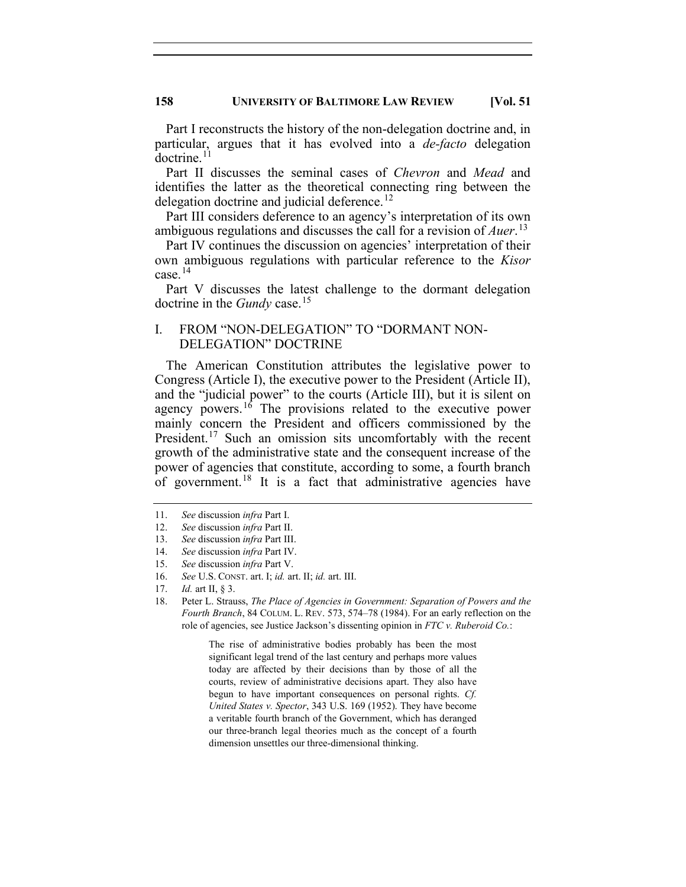Part I reconstructs the history of the non-delegation doctrine and, in particular, argues that it has evolved into a *de-facto* delegation doctrine.[11]

Part II discusses the seminal cases of *Chevron* and *Mead* and identifies the latter as the theoretical connecting ring between the delegation doctrine and judicial deference.[12]

Part III considers deference to an agency's interpretation of its own ambiguous regulations and discusses the call for a revision of *Auer*.[13]

Part IV continues the discussion on agencies' interpretation of their own ambiguous regulations with particular reference to the *Kisor* case.[14]

Part V discusses the latest challenge to the dormant delegation doctrine in the *Gundy* case.[15]

## I. FROM "NON-DELEGATION" TO "DORMANT NON-DELEGATION" DOCTRINE

The American Constitution attributes the legislative power to Congress (Article I), the executive power to the President (Article II), and the "judicial power" to the courts (Article III), but it is silent on agency powers.[16] The provisions related to the executive power mainly concern the President and officers commissioned by the President.[17] Such an omission sits uncomfortably with the recent growth of the administrative state and the consequent increase of the power of agencies that constitute, according to some, a fourth branch of government.[18] It is a fact that administrative agencies have

---

11. *See* discussion *infra* Part I.
12. *See* discussion *infra* Part II.
13. *See* discussion *infra* Part III.
14. *See* discussion *infra* Part IV.
15. *See* discussion *infra* Part V.
16. *See* U.S. CONST. art. I; *id.* art. II; *id.* art. III.
17. *Id.* art II, § 3.
18. Peter L. Strauss, *The Place of Agencies in Government: Separation of Powers and the Fourth Branch*, 84 COLUM. L. REV. 573, 574–78 (1984). For an early reflection on the role of agencies, see Justice Jackson's dissenting opinion in *FTC v. Ruberoid Co.*:

> The rise of administrative bodies probably has been the most significant legal trend of the last century and perhaps more values today are affected by their decisions than by those of all the courts, review of administrative decisions apart. They also have begun to have important consequences on personal rights. *Cf. United States v. Spector*, 343 U.S. 169 (1952). They have become a veritable fourth branch of the Government, which has deranged our three-branch legal theories much as the concept of a fourth dimension unsettles our three-dimensional thinking.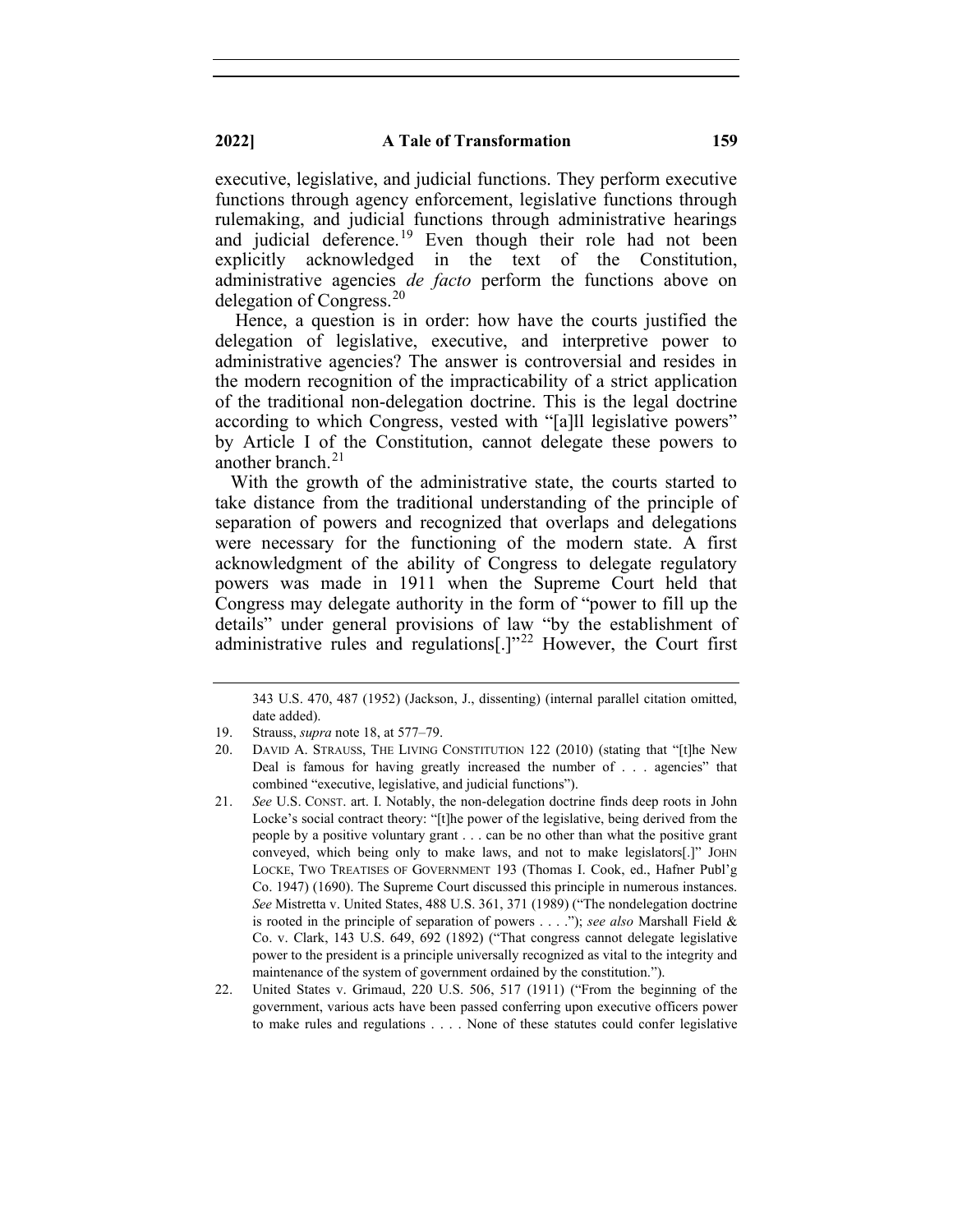executive, legislative, and judicial functions. They perform executive functions through agency enforcement, legislative functions through rulemaking, and judicial functions through administrative hearings and judicial deference.[19] Even though their role had not been explicitly acknowledged in the text of the Constitution, administrative agencies *de facto* perform the functions above on delegation of Congress.[20]

Hence, a question is in order: how have the courts justified the delegation of legislative, executive, and interpretive power to administrative agencies? The answer is controversial and resides in the modern recognition of the impracticability of a strict application of the traditional non-delegation doctrine. This is the legal doctrine according to which Congress, vested with "[a]ll legislative powers" by Article I of the Constitution, cannot delegate these powers to another branch.[21]

With the growth of the administrative state, the courts started to take distance from the traditional understanding of the principle of separation of powers and recognized that overlaps and delegations were necessary for the functioning of the modern state. A first acknowledgment of the ability of Congress to delegate regulatory powers was made in 1911 when the Supreme Court held that Congress may delegate authority in the form of "power to fill up the details" under general provisions of law "by the establishment of administrative rules and regulations[.]"[22] However, the Court first

---

343 U.S. 470, 487 (1952) (Jackson, J., dissenting) (internal parallel citation omitted, date added).

19. Strauss, *supra* note 18, at 577–79.

20. DAVID A. STRAUSS, THE LIVING CONSTITUTION 122 (2010) (stating that "[t]he New Deal is famous for having greatly increased the number of . . . agencies" that combined "executive, legislative, and judicial functions").

21. *See* U.S. CONST. art. I. Notably, the non-delegation doctrine finds deep roots in John Locke's social contract theory: "[t]he power of the legislative, being derived from the people by a positive voluntary grant . . . can be no other than what the positive grant conveyed, which being only to make laws, and not to make legislators[.]" JOHN LOCKE, TWO TREATISES OF GOVERNMENT 193 (Thomas I. Cook, ed., Hafner Publ'g Co. 1947) (1690). The Supreme Court discussed this principle in numerous instances. *See* Mistretta v. United States, 488 U.S. 361, 371 (1989) ("The nondelegation doctrine is rooted in the principle of separation of powers . . . ."); *see also* Marshall Field & Co. v. Clark, 143 U.S. 649, 692 (1892) ("That congress cannot delegate legislative power to the president is a principle universally recognized as vital to the integrity and maintenance of the system of government ordained by the constitution.").

22. United States v. Grimaud, 220 U.S. 506, 517 (1911) ("From the beginning of the government, various acts have been passed conferring upon executive officers power to make rules and regulations . . . . None of these statutes could confer legislative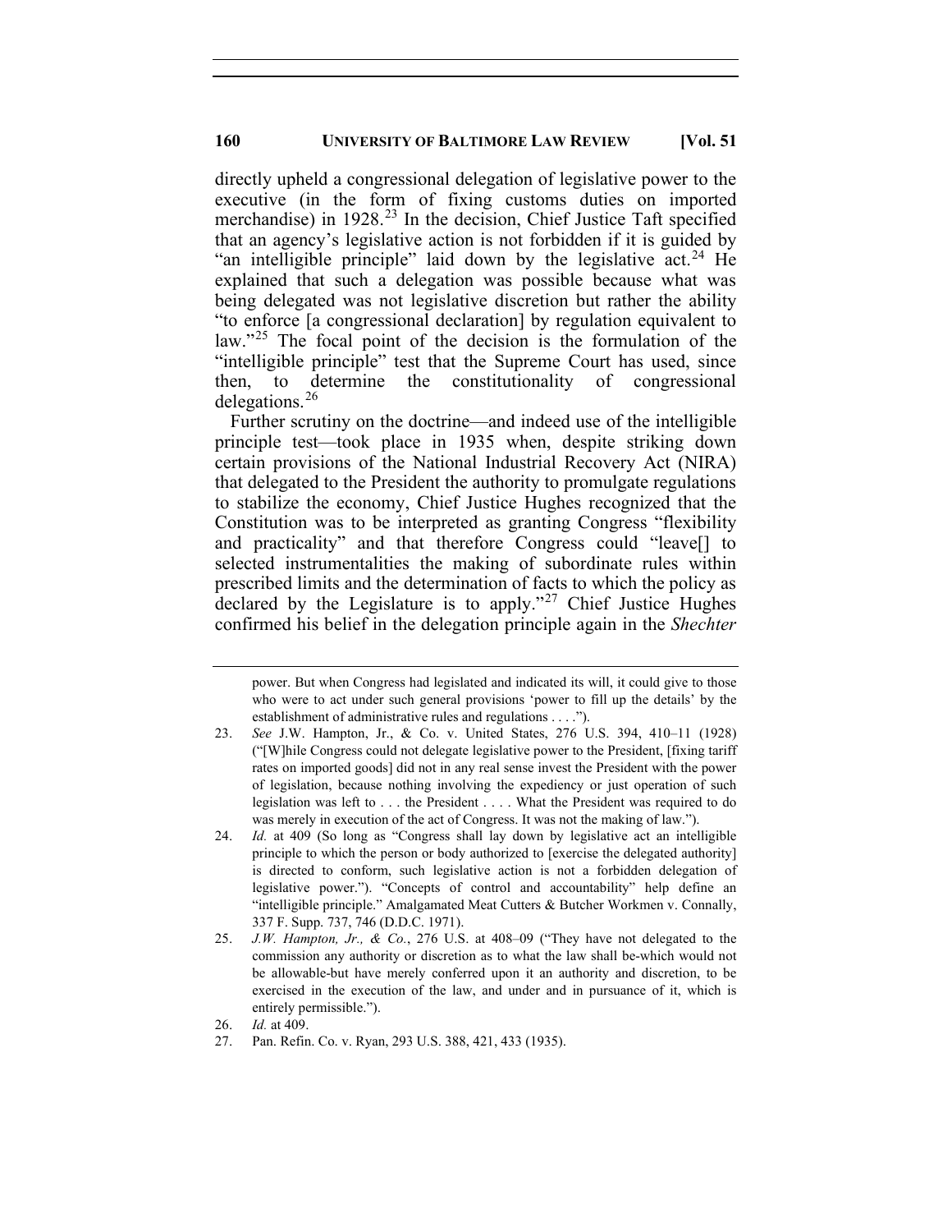directly upheld a congressional delegation of legislative power to the executive (in the form of fixing customs duties on imported merchandise) in 1928.[23] In the decision, Chief Justice Taft specified that an agency's legislative action is not forbidden if it is guided by "an intelligible principle" laid down by the legislative act.[24] He explained that such a delegation was possible because what was being delegated was not legislative discretion but rather the ability "to enforce [a congressional declaration] by regulation equivalent to law."[25] The focal point of the decision is the formulation of the "intelligible principle" test that the Supreme Court has used, since then, to determine the constitutionality of congressional delegations.[26]

Further scrutiny on the doctrine—and indeed use of the intelligible principle test—took place in 1935 when, despite striking down certain provisions of the National Industrial Recovery Act (NIRA) that delegated to the President the authority to promulgate regulations to stabilize the economy, Chief Justice Hughes recognized that the Constitution was to be interpreted as granting Congress "flexibility and practicality" and that therefore Congress could "leave[] to selected instrumentalities the making of subordinate rules within prescribed limits and the determination of facts to which the policy as declared by the Legislature is to apply."[27] Chief Justice Hughes confirmed his belief in the delegation principle again in the *Shechter*

---

power. But when Congress had legislated and indicated its will, it could give to those who were to act under such general provisions 'power to fill up the details' by the establishment of administrative rules and regulations . . . .").

23. *See* J.W. Hampton, Jr., & Co. v. United States, 276 U.S. 394, 410–11 (1928) ("[W]hile Congress could not delegate legislative power to the President, [fixing tariff rates on imported goods] did not in any real sense invest the President with the power of legislation, because nothing involving the expediency or just operation of such legislation was left to . . . the President . . . . What the President was required to do was merely in execution of the act of Congress. It was not the making of law.").

24. *Id.* at 409 (So long as "Congress shall lay down by legislative act an intelligible principle to which the person or body authorized to [exercise the delegated authority] is directed to conform, such legislative action is not a forbidden delegation of legislative power."). "Concepts of control and accountability" help define an "intelligible principle." Amalgamated Meat Cutters & Butcher Workmen v. Connally, 337 F. Supp. 737, 746 (D.D.C. 1971).

25. *J.W. Hampton, Jr., & Co.*, 276 U.S. at 408–09 ("They have not delegated to the commission any authority or discretion as to what the law shall be-which would not be allowable-but have merely conferred upon it an authority and discretion, to be exercised in the execution of the law, and under and in pursuance of it, which is entirely permissible.").

26. *Id.* at 409.

27. Pan. Refin. Co. v. Ryan, 293 U.S. 388, 421, 433 (1935).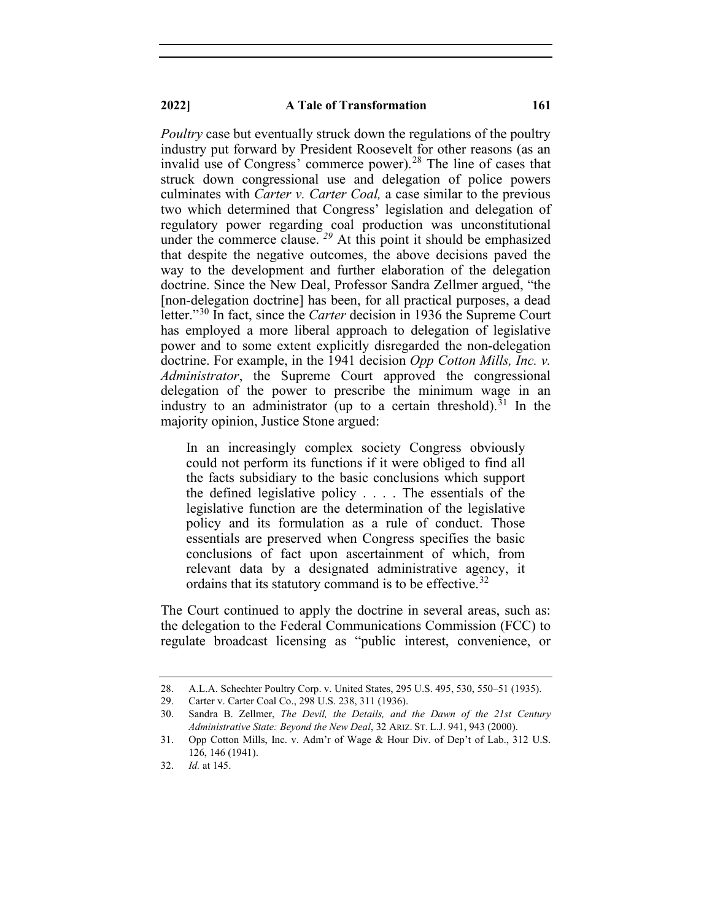*Poultry* case but eventually struck down the regulations of the poultry industry put forward by President Roosevelt for other reasons (as an invalid use of Congress' commerce power).[28] The line of cases that struck down congressional use and delegation of police powers culminates with *Carter v. Carter Coal,* a case similar to the previous two which determined that Congress' legislation and delegation of regulatory power regarding coal production was unconstitutional under the commerce clause. [29] At this point it should be emphasized that despite the negative outcomes, the above decisions paved the way to the development and further elaboration of the delegation doctrine. Since the New Deal, Professor Sandra Zellmer argued, "the [non-delegation doctrine] has been, for all practical purposes, a dead letter."[30] In fact, since the *Carter* decision in 1936 the Supreme Court has employed a more liberal approach to delegation of legislative power and to some extent explicitly disregarded the non-delegation doctrine. For example, in the 1941 decision *Opp Cotton Mills, Inc. v. Administrator*, the Supreme Court approved the congressional delegation of the power to prescribe the minimum wage in an industry to an administrator (up to a certain threshold).[31] In the majority opinion, Justice Stone argued:

> In an increasingly complex society Congress obviously could not perform its functions if it were obliged to find all the facts subsidiary to the basic conclusions which support the defined legislative policy . . . . The essentials of the legislative function are the determination of the legislative policy and its formulation as a rule of conduct. Those essentials are preserved when Congress specifies the basic conclusions of fact upon ascertainment of which, from relevant data by a designated administrative agency, it ordains that its statutory command is to be effective.[32]

The Court continued to apply the doctrine in several areas, such as: the delegation to the Federal Communications Commission (FCC) to regulate broadcast licensing as "public interest, convenience, or

---

28. A.L.A. Schechter Poultry Corp. v. United States, 295 U.S. 495, 530, 550–51 (1935).
29. Carter v. Carter Coal Co., 298 U.S. 238, 311 (1936).
30. Sandra B. Zellmer, *The Devil, the Details, and the Dawn of the 21st Century Administrative State: Beyond the New Deal*, 32 ARIZ. ST. L.J. 941, 943 (2000).
31. Opp Cotton Mills, Inc. v. Adm'r of Wage & Hour Div. of Dep't of Lab., 312 U.S. 126, 146 (1941).
32. *Id.* at 145.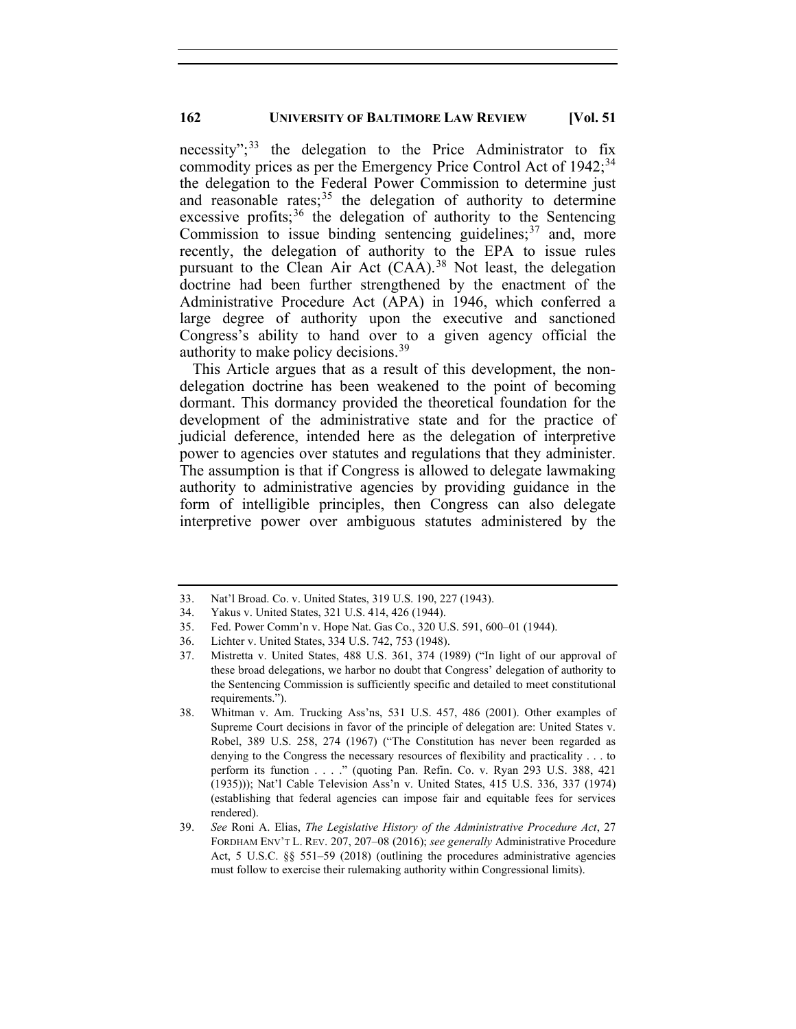necessity";[33] the delegation to the Price Administrator to fix commodity prices as per the Emergency Price Control Act of 1942;[34] the delegation to the Federal Power Commission to determine just and reasonable rates;[35] the delegation of authority to determine excessive profits;[36] the delegation of authority to the Sentencing Commission to issue binding sentencing guidelines;[37] and, more recently, the delegation of authority to the EPA to issue rules pursuant to the Clean Air Act (CAA).[38] Not least, the delegation doctrine had been further strengthened by the enactment of the Administrative Procedure Act (APA) in 1946, which conferred a large degree of authority upon the executive and sanctioned Congress's ability to hand over to a given agency official the authority to make policy decisions.[39]

This Article argues that as a result of this development, the non-delegation doctrine has been weakened to the point of becoming dormant. This dormancy provided the theoretical foundation for the development of the administrative state and for the practice of judicial deference, intended here as the delegation of interpretive power to agencies over statutes and regulations that they administer. The assumption is that if Congress is allowed to delegate lawmaking authority to administrative agencies by providing guidance in the form of intelligible principles, then Congress can also delegate interpretive power over ambiguous statutes administered by the

---

33. Nat'l Broad. Co. v. United States, 319 U.S. 190, 227 (1943).
34. Yakus v. United States, 321 U.S. 414, 426 (1944).
35. Fed. Power Comm'n v. Hope Nat. Gas Co., 320 U.S. 591, 600–01 (1944).
36. Lichter v. United States, 334 U.S. 742, 753 (1948).
37. Mistretta v. United States, 488 U.S. 361, 374 (1989) ("In light of our approval of these broad delegations, we harbor no doubt that Congress' delegation of authority to the Sentencing Commission is sufficiently specific and detailed to meet constitutional requirements.").
38. Whitman v. Am. Trucking Ass'ns, 531 U.S. 457, 486 (2001). Other examples of Supreme Court decisions in favor of the principle of delegation are: United States v. Robel, 389 U.S. 258, 274 (1967) ("The Constitution has never been regarded as denying to the Congress the necessary resources of flexibility and practicality . . . to perform its function . . . ." (quoting Pan. Refin. Co. v. Ryan 293 U.S. 388, 421 (1935))); Nat'l Cable Television Ass'n v. United States, 415 U.S. 336, 337 (1974) (establishing that federal agencies can impose fair and equitable fees for services rendered).
39. *See* Roni A. Elias, *The Legislative History of the Administrative Procedure Act*, 27 FORDHAM ENV'T L. REV. 207, 207–08 (2016); *see generally* Administrative Procedure Act, 5 U.S.C. §§ 551–59 (2018) (outlining the procedures administrative agencies must follow to exercise their rulemaking authority within Congressional limits).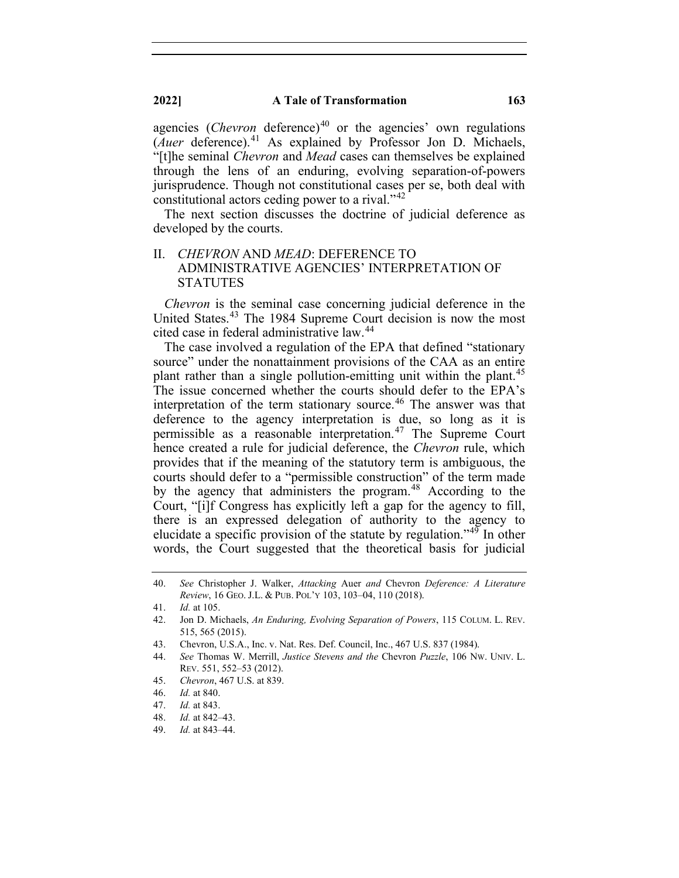agencies (*Chevron* deference)[40] or the agencies' own regulations (*Auer* deference).[41] As explained by Professor Jon D. Michaels, "[t]he seminal *Chevron* and *Mead* cases can themselves be explained through the lens of an enduring, evolving separation-of-powers jurisprudence. Though not constitutional cases per se, both deal with constitutional actors ceding power to a rival."[42]

The next section discusses the doctrine of judicial deference as developed by the courts.

## II. *CHEVRON* AND *MEAD*: DEFERENCE TO ADMINISTRATIVE AGENCIES' INTERPRETATION OF STATUTES

*Chevron* is the seminal case concerning judicial deference in the United States.[43] The 1984 Supreme Court decision is now the most cited case in federal administrative law.[44]

The case involved a regulation of the EPA that defined "stationary source" under the nonattainment provisions of the CAA as an entire plant rather than a single pollution-emitting unit within the plant.[45] The issue concerned whether the courts should defer to the EPA's interpretation of the term stationary source.[46] The answer was that deference to the agency interpretation is due, so long as it is permissible as a reasonable interpretation.[47] The Supreme Court hence created a rule for judicial deference, the *Chevron* rule, which provides that if the meaning of the statutory term is ambiguous, the courts should defer to a "permissible construction" of the term made by the agency that administers the program.[48] According to the Court, "[i]f Congress has explicitly left a gap for the agency to fill, there is an expressed delegation of authority to the agency to elucidate a specific provision of the statute by regulation."[49] In other words, the Court suggested that the theoretical basis for judicial

---

40. *See* Christopher J. Walker, *Attacking* Auer *and* Chevron *Deference: A Literature Review*, 16 GEO. J.L. & PUB. POL'Y 103, 103–04, 110 (2018).

41. *Id.* at 105.

42. Jon D. Michaels, *An Enduring, Evolving Separation of Powers*, 115 COLUM. L. REV. 515, 565 (2015).

43. Chevron, U.S.A., Inc. v. Nat. Res. Def. Council, Inc., 467 U.S. 837 (1984).

44. *See* Thomas W. Merrill, *Justice Stevens and the* Chevron *Puzzle*, 106 NW. UNIV. L. REV. 551, 552–53 (2012).

45. *Chevron*, 467 U.S. at 839.

46. *Id.* at 840.

47. *Id.* at 843.

48. *Id.* at 842–43.

49. *Id.* at 843–44.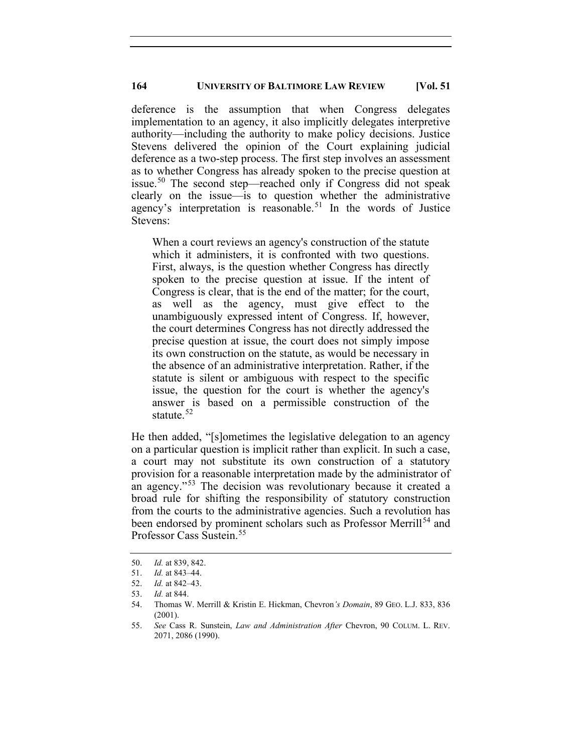deference is the assumption that when Congress delegates implementation to an agency, it also implicitly delegates interpretive authority—including the authority to make policy decisions. Justice Stevens delivered the opinion of the Court explaining judicial deference as a two-step process. The first step involves an assessment as to whether Congress has already spoken to the precise question at issue.[50] The second step—reached only if Congress did not speak clearly on the issue—is to question whether the administrative agency's interpretation is reasonable.[51] In the words of Justice Stevens:

> When a court reviews an agency's construction of the statute which it administers, it is confronted with two questions. First, always, is the question whether Congress has directly spoken to the precise question at issue. If the intent of Congress is clear, that is the end of the matter; for the court, as well as the agency, must give effect to the unambiguously expressed intent of Congress. If, however, the court determines Congress has not directly addressed the precise question at issue, the court does not simply impose its own construction on the statute, as would be necessary in the absence of an administrative interpretation. Rather, if the statute is silent or ambiguous with respect to the specific issue, the question for the court is whether the agency's answer is based on a permissible construction of the statute.[52]

He then added, "[s]ometimes the legislative delegation to an agency on a particular question is implicit rather than explicit. In such a case, a court may not substitute its own construction of a statutory provision for a reasonable interpretation made by the administrator of an agency."[53] The decision was revolutionary because it created a broad rule for shifting the responsibility of statutory construction from the courts to the administrative agencies. Such a revolution has been endorsed by prominent scholars such as Professor Merrill[54] and Professor Cass Sustein.[55]

---

50. *Id.* at 839, 842.
51. *Id.* at 843–44.
52. *Id.* at 842–43.
53. *Id.* at 844.
54. Thomas W. Merrill & Kristin E. Hickman, Chevron*'s Domain*, 89 GEO. L.J. 833, 836 (2001).
55. *See* Cass R. Sunstein, *Law and Administration After* Chevron, 90 COLUM. L. REV. 2071, 2086 (1990).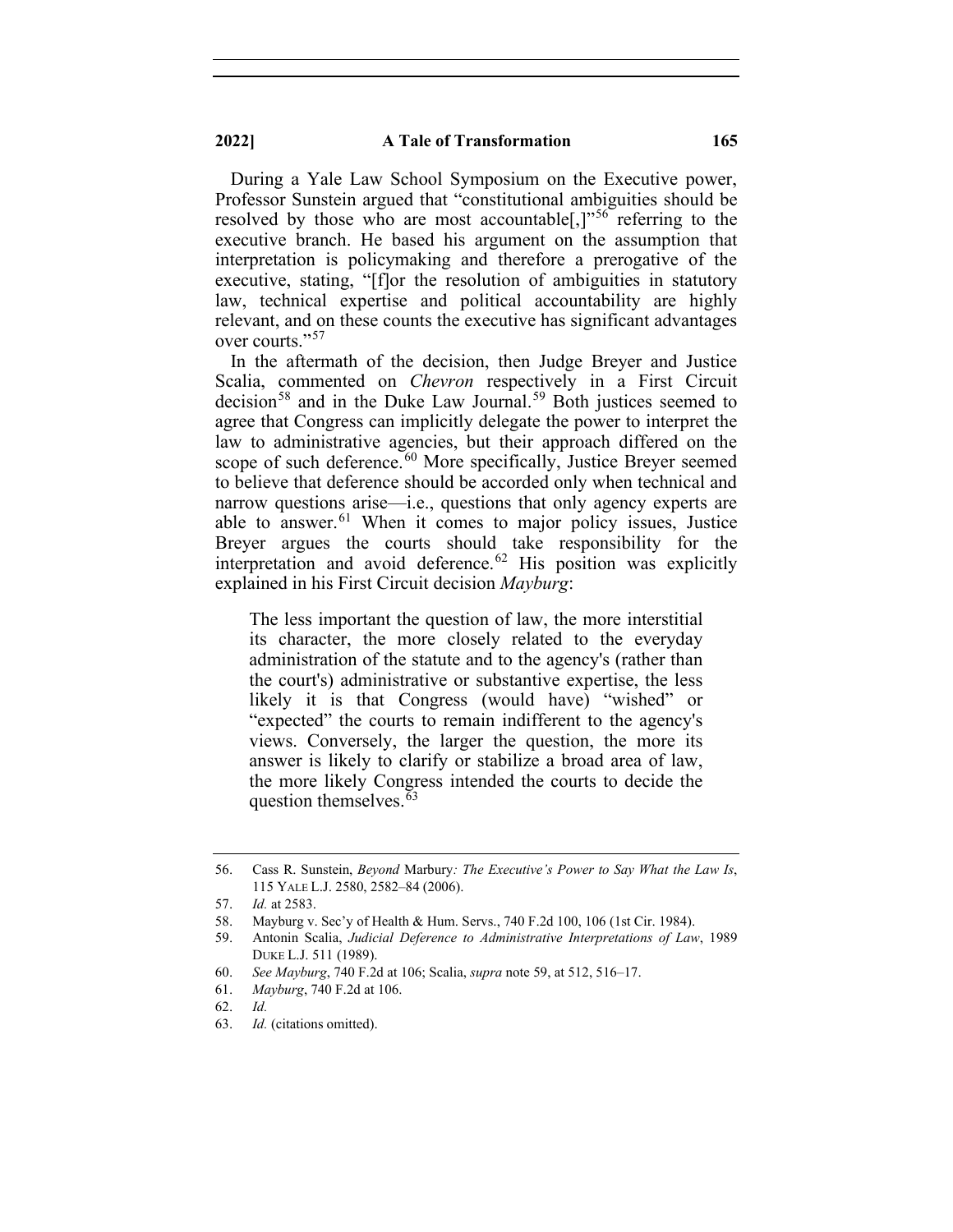During a Yale Law School Symposium on the Executive power, Professor Sunstein argued that "constitutional ambiguities should be resolved by those who are most accountable[,]"[56] referring to the executive branch. He based his argument on the assumption that interpretation is policymaking and therefore a prerogative of the executive, stating, "[f]or the resolution of ambiguities in statutory law, technical expertise and political accountability are highly relevant, and on these counts the executive has significant advantages over courts."[57]

In the aftermath of the decision, then Judge Breyer and Justice Scalia, commented on *Chevron* respectively in a First Circuit decision[58] and in the Duke Law Journal.[59] Both justices seemed to agree that Congress can implicitly delegate the power to interpret the law to administrative agencies, but their approach differed on the scope of such deference.[60] More specifically, Justice Breyer seemed to believe that deference should be accorded only when technical and narrow questions arise—i.e., questions that only agency experts are able to answer.[61] When it comes to major policy issues, Justice Breyer argues the courts should take responsibility for the interpretation and avoid deference.[62] His position was explicitly explained in his First Circuit decision *Mayburg*:

> The less important the question of law, the more interstitial its character, the more closely related to the everyday administration of the statute and to the agency's (rather than the court's) administrative or substantive expertise, the less likely it is that Congress (would have) "wished" or "expected" the courts to remain indifferent to the agency's views. Conversely, the larger the question, the more its answer is likely to clarify or stabilize a broad area of law, the more likely Congress intended the courts to decide the question themselves.[63]

---

56. Cass R. Sunstein, *Beyond* Marbury*: The Executive's Power to Say What the Law Is*, 115 YALE L.J. 2580, 2582–84 (2006).
57. *Id.* at 2583.
58. Mayburg v. Sec'y of Health & Hum. Servs., 740 F.2d 100, 106 (1st Cir. 1984).
59. Antonin Scalia, *Judicial Deference to Administrative Interpretations of Law*, 1989 DUKE L.J. 511 (1989).
60. *See Mayburg*, 740 F.2d at 106; Scalia, *supra* note 59, at 512, 516–17.
61. *Mayburg*, 740 F.2d at 106.
62. *Id.*
63. *Id.* (citations omitted).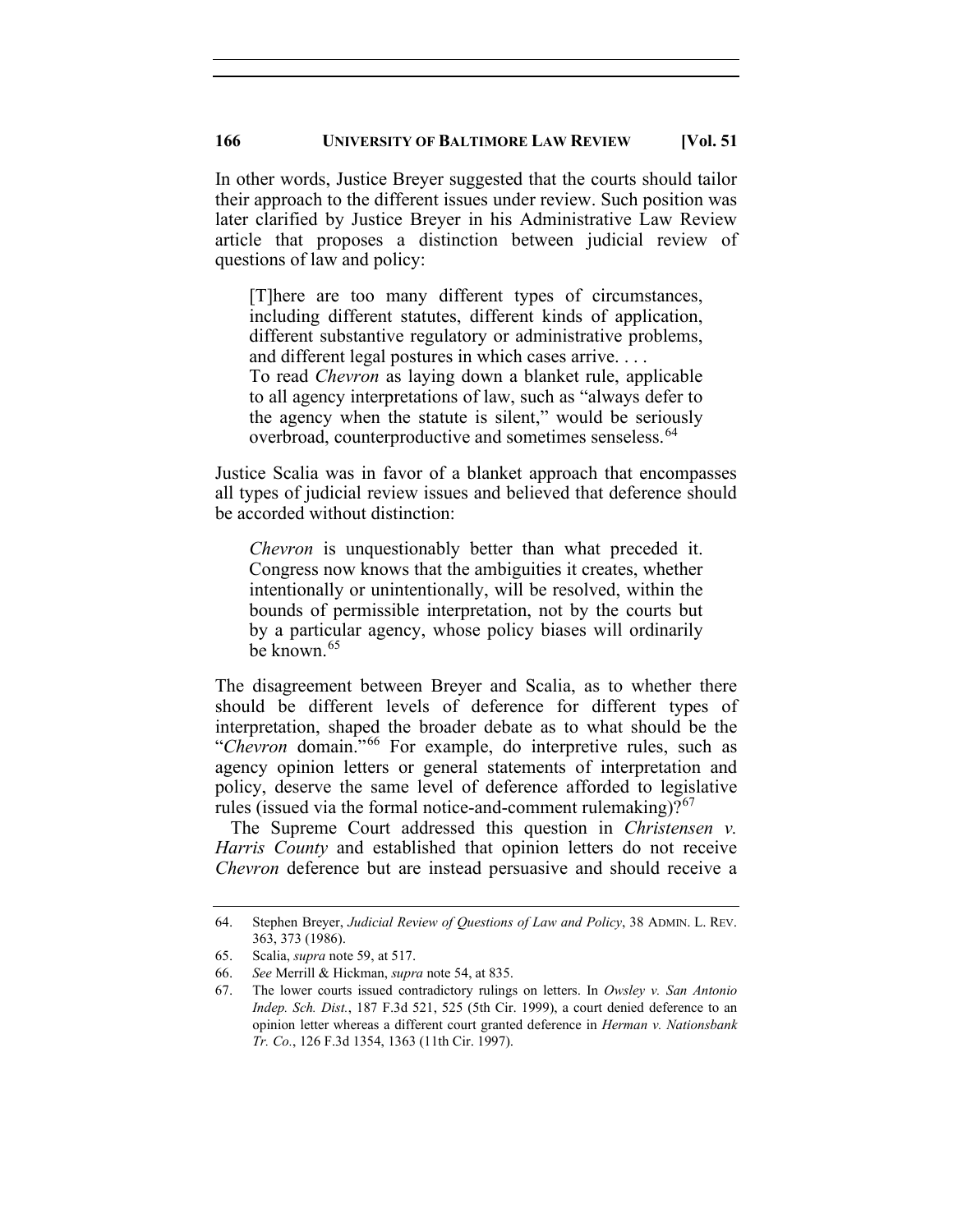In other words, Justice Breyer suggested that the courts should tailor their approach to the different issues under review. Such position was later clarified by Justice Breyer in his Administrative Law Review article that proposes a distinction between judicial review of questions of law and policy:

> [T]here are too many different types of circumstances, including different statutes, different kinds of application, different substantive regulatory or administrative problems, and different legal postures in which cases arrive. . . .
> To read *Chevron* as laying down a blanket rule, applicable to all agency interpretations of law, such as "always defer to the agency when the statute is silent," would be seriously overbroad, counterproductive and sometimes senseless.[64]

Justice Scalia was in favor of a blanket approach that encompasses all types of judicial review issues and believed that deference should be accorded without distinction:

> *Chevron* is unquestionably better than what preceded it. Congress now knows that the ambiguities it creates, whether intentionally or unintentionally, will be resolved, within the bounds of permissible interpretation, not by the courts but by a particular agency, whose policy biases will ordinarily be known.[65]

The disagreement between Breyer and Scalia, as to whether there should be different levels of deference for different types of interpretation, shaped the broader debate as to what should be the "*Chevron* domain."[66] For example, do interpretive rules, such as agency opinion letters or general statements of interpretation and policy, deserve the same level of deference afforded to legislative rules (issued via the formal notice-and-comment rulemaking)?[67]

The Supreme Court addressed this question in *Christensen v. Harris County* and established that opinion letters do not receive *Chevron* deference but are instead persuasive and should receive a

---

64. Stephen Breyer, *Judicial Review of Questions of Law and Policy*, 38 ADMIN. L. REV. 363, 373 (1986).

65. Scalia, *supra* note 59, at 517.

66. *See* Merrill & Hickman, *supra* note 54, at 835.

67. The lower courts issued contradictory rulings on letters. In *Owsley v. San Antonio Indep. Sch. Dist.*, 187 F.3d 521, 525 (5th Cir. 1999), a court denied deference to an opinion letter whereas a different court granted deference in *Herman v. Nationsbank Tr. Co.*, 126 F.3d 1354, 1363 (11th Cir. 1997).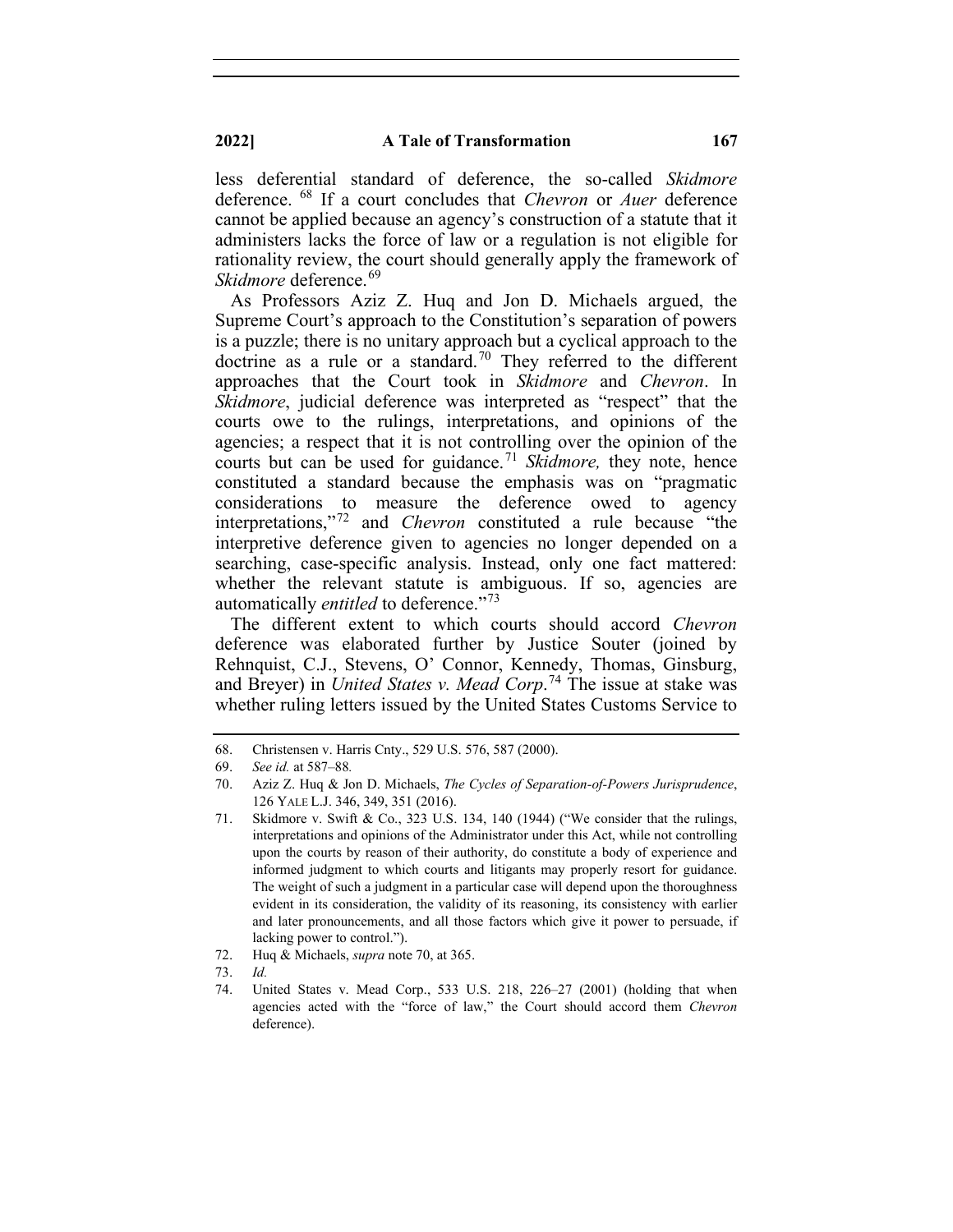less deferential standard of deference, the so-called *Skidmore* deference. [68] If a court concludes that *Chevron* or *Auer* deference cannot be applied because an agency's construction of a statute that it administers lacks the force of law or a regulation is not eligible for rationality review, the court should generally apply the framework of *Skidmore* deference.[69]

As Professors Aziz Z. Huq and Jon D. Michaels argued, the Supreme Court's approach to the Constitution's separation of powers is a puzzle; there is no unitary approach but a cyclical approach to the doctrine as a rule or a standard.[70] They referred to the different approaches that the Court took in *Skidmore* and *Chevron*. In *Skidmore*, judicial deference was interpreted as "respect" that the courts owe to the rulings, interpretations, and opinions of the agencies; a respect that it is not controlling over the opinion of the courts but can be used for guidance.[71] *Skidmore,* they note, hence constituted a standard because the emphasis was on "pragmatic considerations to measure the deference owed to agency interpretations,"[72] and *Chevron* constituted a rule because "the interpretive deference given to agencies no longer depended on a searching, case-specific analysis. Instead, only one fact mattered: whether the relevant statute is ambiguous. If so, agencies are automatically *entitled* to deference."[73]

The different extent to which courts should accord *Chevron* deference was elaborated further by Justice Souter (joined by Rehnquist, C.J., Stevens, O' Connor, Kennedy, Thomas, Ginsburg, and Breyer) in *United States v. Mead Corp*.[74] The issue at stake was whether ruling letters issued by the United States Customs Service to

---

68. Christensen v. Harris Cnty., 529 U.S. 576, 587 (2000).
69. *See id.* at 587–88.
70. Aziz Z. Huq & Jon D. Michaels, *The Cycles of Separation-of-Powers Jurisprudence*, 126 YALE L.J. 346, 349, 351 (2016).
71. Skidmore v. Swift & Co., 323 U.S. 134, 140 (1944) ("We consider that the rulings, interpretations and opinions of the Administrator under this Act, while not controlling upon the courts by reason of their authority, do constitute a body of experience and informed judgment to which courts and litigants may properly resort for guidance. The weight of such a judgment in a particular case will depend upon the thoroughness evident in its consideration, the validity of its reasoning, its consistency with earlier and later pronouncements, and all those factors which give it power to persuade, if lacking power to control.").
72. Huq & Michaels, *supra* note 70, at 365.
73. *Id.*
74. United States v. Mead Corp., 533 U.S. 218, 226–27 (2001) (holding that when agencies acted with the "force of law," the Court should accord them *Chevron* deference).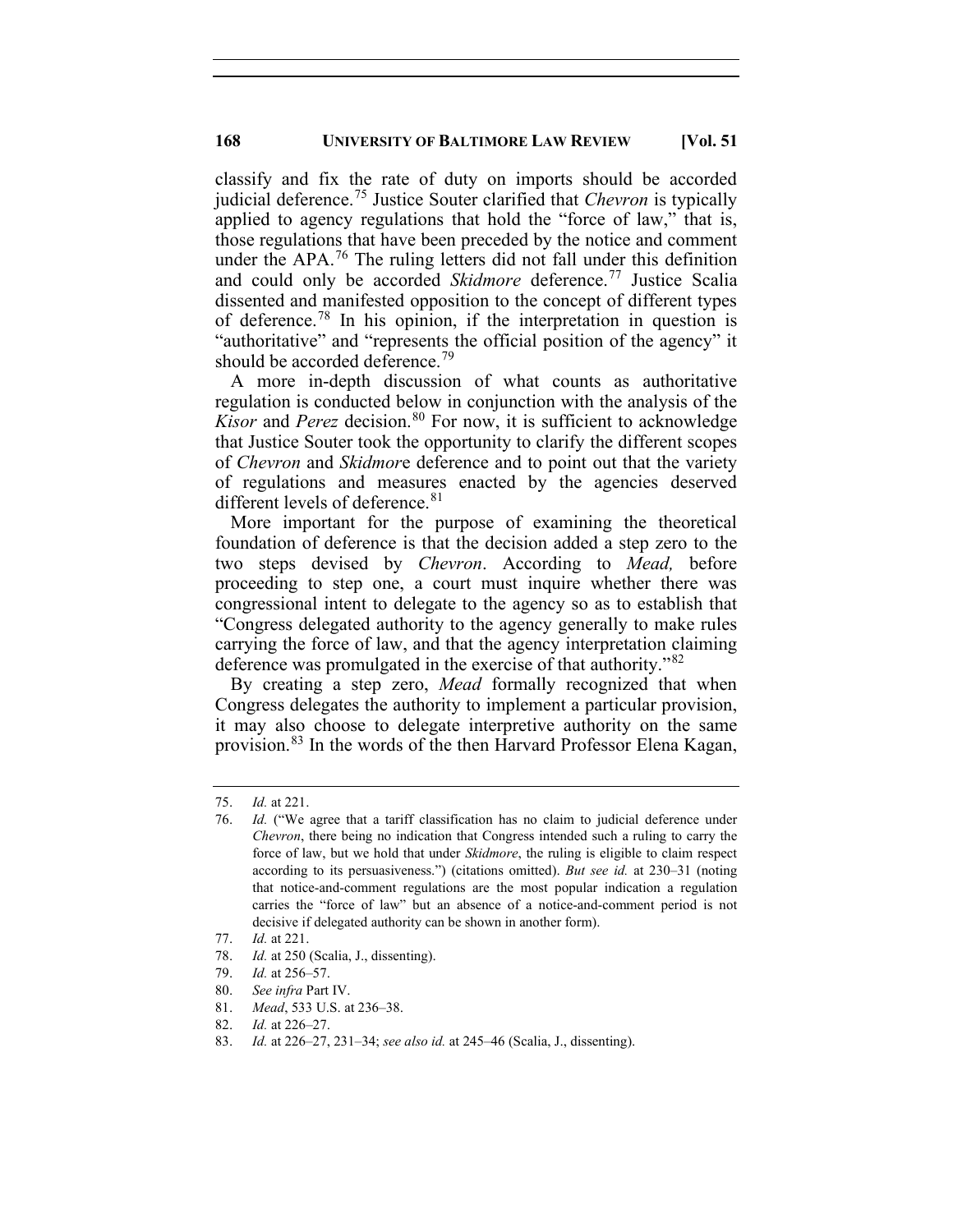classify and fix the rate of duty on imports should be accorded judicial deference.[75] Justice Souter clarified that *Chevron* is typically applied to agency regulations that hold the "force of law," that is, those regulations that have been preceded by the notice and comment under the APA.[76] The ruling letters did not fall under this definition and could only be accorded *Skidmore* deference.[77] Justice Scalia dissented and manifested opposition to the concept of different types of deference.[78] In his opinion, if the interpretation in question is "authoritative" and "represents the official position of the agency" it should be accorded deference.[79]

A more in-depth discussion of what counts as authoritative regulation is conducted below in conjunction with the analysis of the *Kisor* and *Perez* decision.[80] For now, it is sufficient to acknowledge that Justice Souter took the opportunity to clarify the different scopes of *Chevron* and *Skidmor*e deference and to point out that the variety of regulations and measures enacted by the agencies deserved different levels of deference.[81]

More important for the purpose of examining the theoretical foundation of deference is that the decision added a step zero to the two steps devised by *Chevron*. According to *Mead,* before proceeding to step one, a court must inquire whether there was congressional intent to delegate to the agency so as to establish that "Congress delegated authority to the agency generally to make rules carrying the force of law, and that the agency interpretation claiming deference was promulgated in the exercise of that authority."[82]

By creating a step zero, *Mead* formally recognized that when Congress delegates the authority to implement a particular provision, it may also choose to delegate interpretive authority on the same provision.[83] In the words of the then Harvard Professor Elena Kagan,

---

75. *Id.* at 221.
76. *Id.* ("We agree that a tariff classification has no claim to judicial deference under *Chevron*, there being no indication that Congress intended such a ruling to carry the force of law, but we hold that under *Skidmore*, the ruling is eligible to claim respect according to its persuasiveness.") (citations omitted). *But see id.* at 230–31 (noting that notice-and-comment regulations are the most popular indication a regulation carries the "force of law" but an absence of a notice-and-comment period is not decisive if delegated authority can be shown in another form).
77. *Id.* at 221.
78. *Id.* at 250 (Scalia, J., dissenting).
79. *Id.* at 256–57.
80. *See infra* Part IV.
81. *Mead*, 533 U.S. at 236–38.
82. *Id.* at 226–27.
83. *Id.* at 226–27, 231–34; *see also id.* at 245–46 (Scalia, J., dissenting).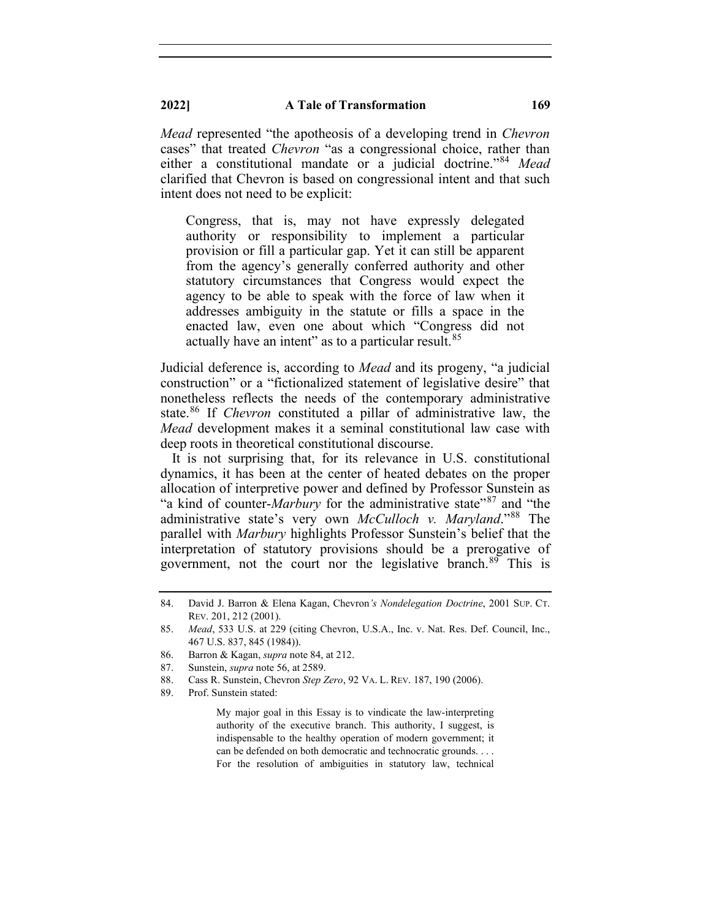*Mead* represented "the apotheosis of a developing trend in *Chevron* cases" that treated *Chevron* "as a congressional choice, rather than either a constitutional mandate or a judicial doctrine."[84] *Mead* clarified that Chevron is based on congressional intent and that such intent does not need to be explicit:

> Congress, that is, may not have expressly delegated authority or responsibility to implement a particular provision or fill a particular gap. Yet it can still be apparent from the agency's generally conferred authority and other statutory circumstances that Congress would expect the agency to be able to speak with the force of law when it addresses ambiguity in the statute or fills a space in the enacted law, even one about which "Congress did not actually have an intent" as to a particular result.[85]

Judicial deference is, according to *Mead* and its progeny, "a judicial construction" or a "fictionalized statement of legislative desire" that nonetheless reflects the needs of the contemporary administrative state.[86] If *Chevron* constituted a pillar of administrative law, the *Mead* development makes it a seminal constitutional law case with deep roots in theoretical constitutional discourse.

It is not surprising that, for its relevance in U.S. constitutional dynamics, it has been at the center of heated debates on the proper allocation of interpretive power and defined by Professor Sunstein as "a kind of counter-*Marbury* for the administrative state"[87] and "the administrative state's very own *McCulloch v. Maryland*."[88] The parallel with *Marbury* highlights Professor Sunstein's belief that the interpretation of statutory provisions should be a prerogative of government, not the court nor the legislative branch.[89] This is

---

84. David J. Barron & Elena Kagan, Chevron*'s Nondelegation Doctrine*, 2001 SUP. CT. REV. 201, 212 (2001).
85. *Mead*, 533 U.S. at 229 (citing Chevron, U.S.A., Inc. v. Nat. Res. Def. Council, Inc., 467 U.S. 837, 845 (1984)).
86. Barron & Kagan, *supra* note 84, at 212.
87. Sunstein, *supra* note 56, at 2589.
88. Cass R. Sunstein, Chevron *Step Zero*, 92 VA. L. REV. 187, 190 (2006).
89. Prof. Sunstein stated:

> My major goal in this Essay is to vindicate the law-interpreting authority of the executive branch. This authority, I suggest, is indispensable to the healthy operation of modern government; it can be defended on both democratic and technocratic grounds. . . . For the resolution of ambiguities in statutory law, technical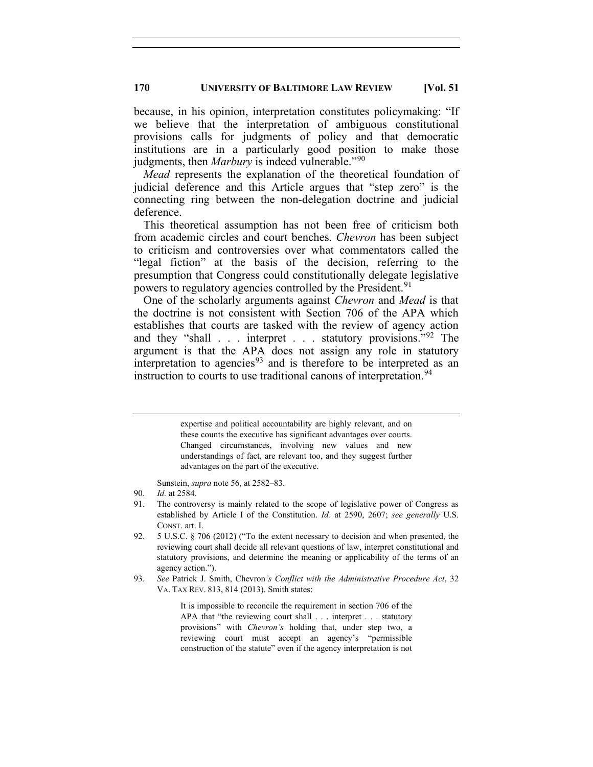because, in his opinion, interpretation constitutes policymaking: "If we believe that the interpretation of ambiguous constitutional provisions calls for judgments of policy and that democratic institutions are in a particularly good position to make those judgments, then *Marbury* is indeed vulnerable."[90]

*Mead* represents the explanation of the theoretical foundation of judicial deference and this Article argues that "step zero" is the connecting ring between the non-delegation doctrine and judicial deference.

This theoretical assumption has not been free of criticism both from academic circles and court benches. *Chevron* has been subject to criticism and controversies over what commentators called the "legal fiction" at the basis of the decision, referring to the presumption that Congress could constitutionally delegate legislative powers to regulatory agencies controlled by the President.[91]

One of the scholarly arguments against *Chevron* and *Mead* is that the doctrine is not consistent with Section 706 of the APA which establishes that courts are tasked with the review of agency action and they "shall . . . interpret . . . statutory provisions."[92] The argument is that the APA does not assign any role in statutory interpretation to agencies[93] and is therefore to be interpreted as an instruction to courts to use traditional canons of interpretation.[94]

---

> expertise and political accountability are highly relevant, and on these counts the executive has significant advantages over courts. Changed circumstances, involving new values and new understandings of fact, are relevant too, and they suggest further advantages on the part of the executive.

Sunstein, *supra* note 56, at 2582–83.

90. *Id.* at 2584.
91. The controversy is mainly related to the scope of legislative power of Congress as established by Article I of the Constitution. *Id.* at 2590, 2607; *see generally* U.S. CONST. art. I.
92. 5 U.S.C. § 706 (2012) ("To the extent necessary to decision and when presented, the reviewing court shall decide all relevant questions of law, interpret constitutional and statutory provisions, and determine the meaning or applicability of the terms of an agency action.").
93. *See* Patrick J. Smith, Chevron*'s Conflict with the Administrative Procedure Act*, 32 VA. TAX REV. 813, 814 (2013). Smith states:

> It is impossible to reconcile the requirement in section 706 of the APA that "the reviewing court shall . . . interpret . . . statutory provisions" with *Chevron's* holding that, under step two, a reviewing court must accept an agency's "permissible construction of the statute" even if the agency interpretation is not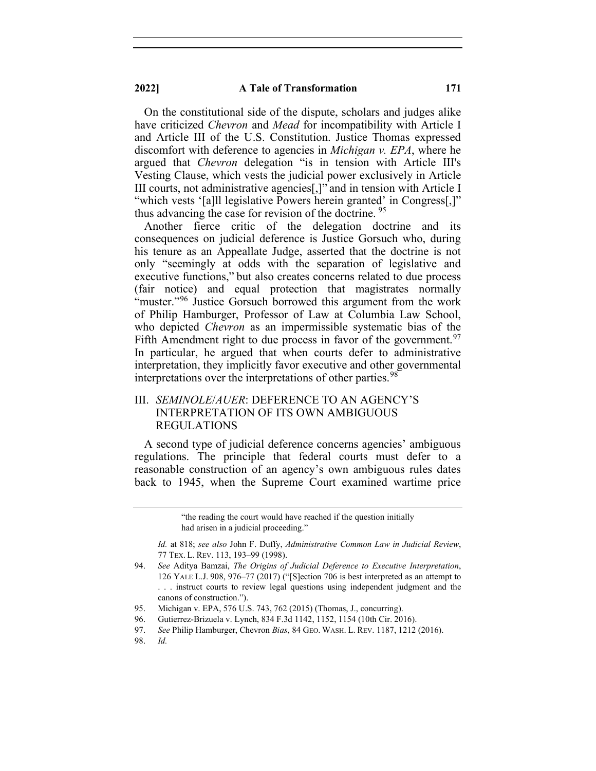On the constitutional side of the dispute, scholars and judges alike have criticized *Chevron* and *Mead* for incompatibility with Article I and Article III of the U.S. Constitution. Justice Thomas expressed discomfort with deference to agencies in *Michigan v. EPA*, where he argued that *Chevron* delegation "is in tension with Article III's Vesting Clause, which vests the judicial power exclusively in Article III courts, not administrative agencies[,]" and in tension with Article I "which vests '[a]ll legislative Powers herein granted' in Congress[,]" thus advancing the case for revision of the doctrine. [95]

Another fierce critic of the delegation doctrine and its consequences on judicial deference is Justice Gorsuch who, during his tenure as an Appeallate Judge, asserted that the doctrine is not only "seemingly at odds with the separation of legislative and executive functions," but also creates concerns related to due process (fair notice) and equal protection that magistrates normally "muster."[96] Justice Gorsuch borrowed this argument from the work of Philip Hamburger, Professor of Law at Columbia Law School, who depicted *Chevron* as an impermissible systematic bias of the Fifth Amendment right to due process in favor of the government.[97] In particular, he argued that when courts defer to administrative interpretation, they implicitly favor executive and other governmental interpretations over the interpretations of other parties.[98]

## III. *SEMINOLE*/*AUER*: DEFERENCE TO AN AGENCY'S INTERPRETATION OF ITS OWN AMBIGUOUS REGULATIONS

A second type of judicial deference concerns agencies' ambiguous regulations. The principle that federal courts must defer to a reasonable construction of an agency's own ambiguous rules dates back to 1945, when the Supreme Court examined wartime price

---

"the reading the court would have reached if the question initially had arisen in a judicial proceeding."

*Id.* at 818; *see also* John F. Duffy, *Administrative Common Law in Judicial Review*, 77 TEX. L. REV. 113, 193–99 (1998).

94. *See* Aditya Bamzai, *The Origins of Judicial Deference to Executive Interpretation*, 126 YALE L.J. 908, 976–77 (2017) ("[S]ection 706 is best interpreted as an attempt to . . . instruct courts to review legal questions using independent judgment and the canons of construction.").

95. Michigan v. EPA, 576 U.S. 743, 762 (2015) (Thomas, J., concurring).

96. Gutierrez-Brizuela v. Lynch, 834 F.3d 1142, 1152, 1154 (10th Cir. 2016).

97. *See* Philip Hamburger, Chevron *Bias*, 84 GEO. WASH. L. REV. 1187, 1212 (2016).

98. *Id.*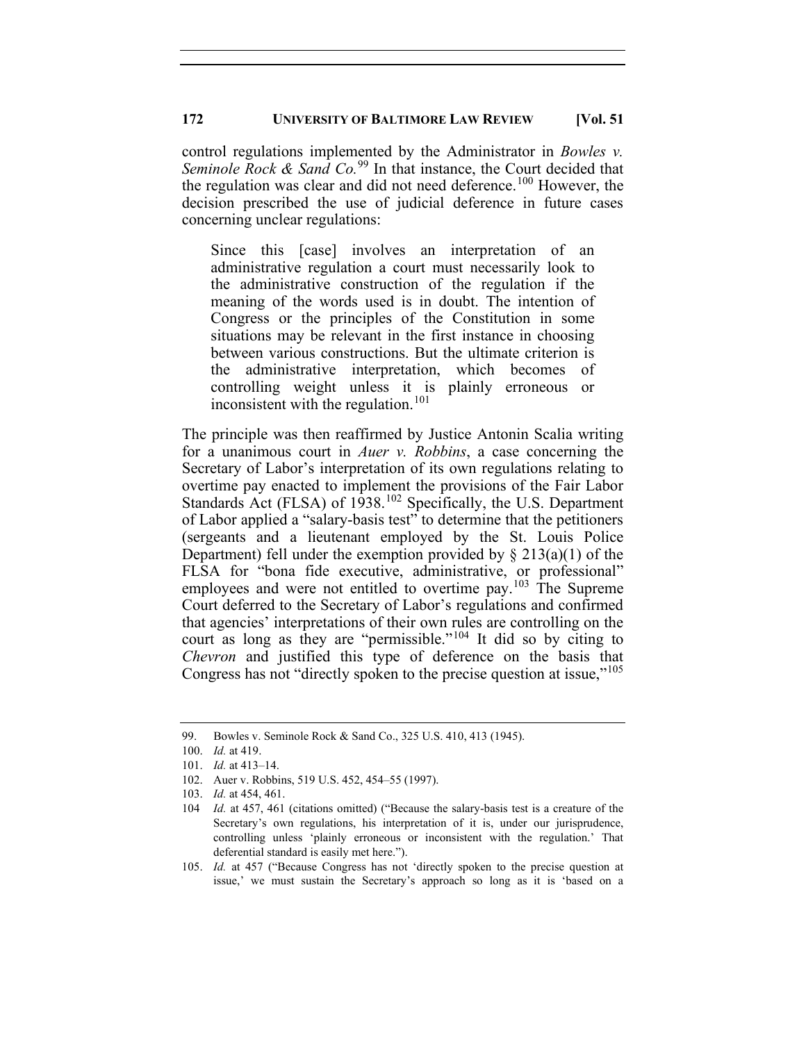control regulations implemented by the Administrator in *Bowles v. Seminole Rock & Sand Co.*[99] In that instance, the Court decided that the regulation was clear and did not need deference.[100] However, the decision prescribed the use of judicial deference in future cases concerning unclear regulations:

> Since this [case] involves an interpretation of an administrative regulation a court must necessarily look to the administrative construction of the regulation if the meaning of the words used is in doubt. The intention of Congress or the principles of the Constitution in some situations may be relevant in the first instance in choosing between various constructions. But the ultimate criterion is the administrative interpretation, which becomes of controlling weight unless it is plainly erroneous or inconsistent with the regulation.[101]

The principle was then reaffirmed by Justice Antonin Scalia writing for a unanimous court in *Auer v. Robbins*, a case concerning the Secretary of Labor's interpretation of its own regulations relating to overtime pay enacted to implement the provisions of the Fair Labor Standards Act (FLSA) of 1938.[102] Specifically, the U.S. Department of Labor applied a "salary-basis test" to determine that the petitioners (sergeants and a lieutenant employed by the St. Louis Police Department) fell under the exemption provided by § 213(a)(1) of the FLSA for "bona fide executive, administrative, or professional" employees and were not entitled to overtime pay.[103] The Supreme Court deferred to the Secretary of Labor's regulations and confirmed that agencies' interpretations of their own rules are controlling on the court as long as they are "permissible."[104] It did so by citing to *Chevron* and justified this type of deference on the basis that Congress has not "directly spoken to the precise question at issue,"[105]

---

99. Bowles v. Seminole Rock & Sand Co., 325 U.S. 410, 413 (1945).

100. *Id.* at 419.

101. *Id.* at 413–14.

102. Auer v. Robbins, 519 U.S. 452, 454–55 (1997).

103. *Id.* at 454, 461.

104 *Id.* at 457, 461 (citations omitted) ("Because the salary-basis test is a creature of the Secretary's own regulations, his interpretation of it is, under our jurisprudence, controlling unless 'plainly erroneous or inconsistent with the regulation.' That deferential standard is easily met here.").

105. *Id.* at 457 ("Because Congress has not 'directly spoken to the precise question at issue,' we must sustain the Secretary's approach so long as it is 'based on a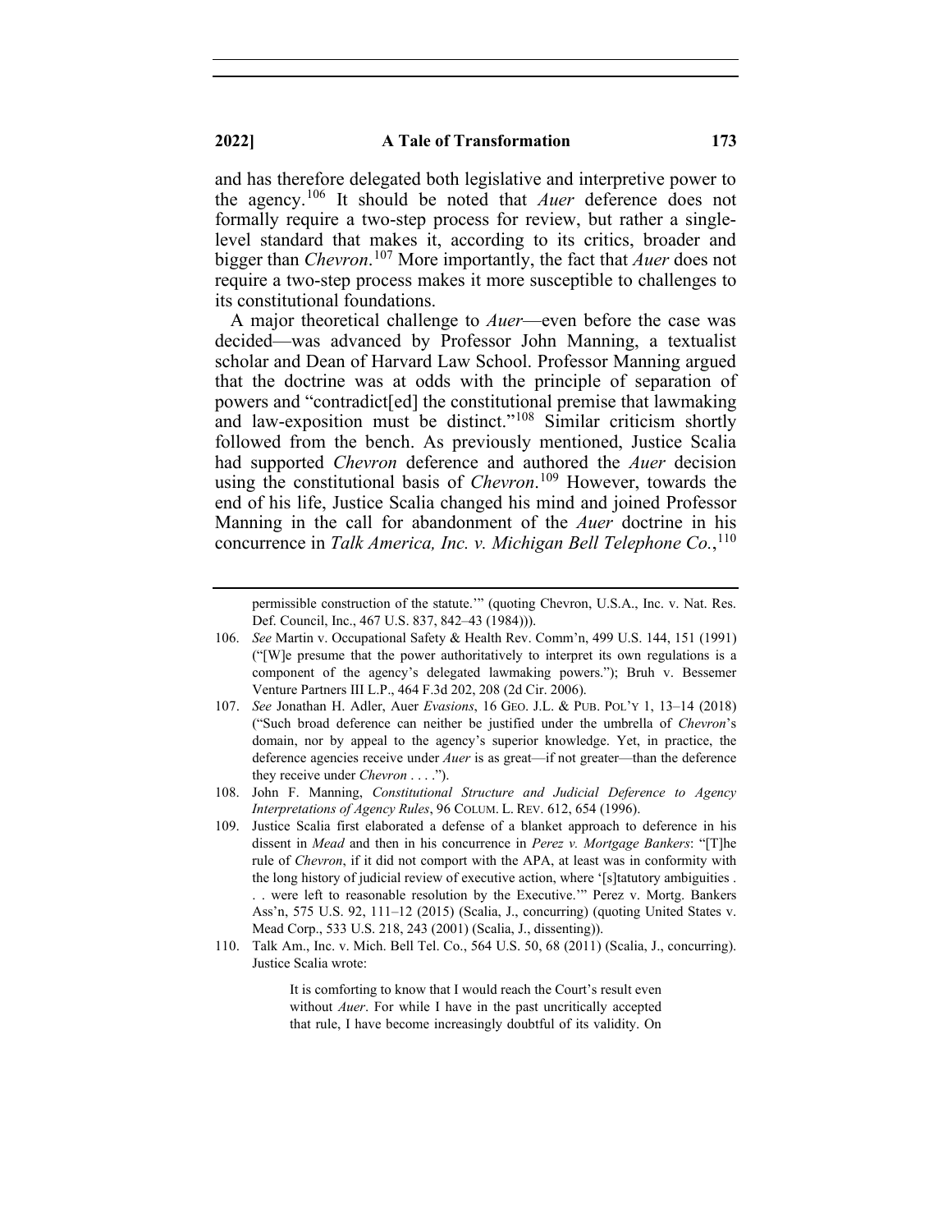and has therefore delegated both legislative and interpretive power to the agency.[106] It should be noted that *Auer* deference does not formally require a two-step process for review, but rather a single-level standard that makes it, according to its critics, broader and bigger than *Chevron*.[107] More importantly, the fact that *Auer* does not require a two-step process makes it more susceptible to challenges to its constitutional foundations.

A major theoretical challenge to *Auer*—even before the case was decided—was advanced by Professor John Manning, a textualist scholar and Dean of Harvard Law School. Professor Manning argued that the doctrine was at odds with the principle of separation of powers and "contradict[ed] the constitutional premise that lawmaking and law-exposition must be distinct."[108] Similar criticism shortly followed from the bench. As previously mentioned, Justice Scalia had supported *Chevron* deference and authored the *Auer* decision using the constitutional basis of *Chevron*.[109] However, towards the end of his life, Justice Scalia changed his mind and joined Professor Manning in the call for abandonment of the *Auer* doctrine in his concurrence in *Talk America, Inc. v. Michigan Bell Telephone Co.*,[110]

---

permissible construction of the statute.'" (quoting Chevron, U.S.A., Inc. v. Nat. Res. Def. Council, Inc., 467 U.S. 837, 842–43 (1984))).

106. *See* Martin v. Occupational Safety & Health Rev. Comm'n, 499 U.S. 144, 151 (1991) ("[W]e presume that the power authoritatively to interpret its own regulations is a component of the agency's delegated lawmaking powers."); Bruh v. Bessemer Venture Partners III L.P., 464 F.3d 202, 208 (2d Cir. 2006).

107. *See* Jonathan H. Adler, Auer *Evasions*, 16 GEO. J.L. & PUB. POL'Y 1, 13–14 (2018) ("Such broad deference can neither be justified under the umbrella of *Chevron*'s domain, nor by appeal to the agency's superior knowledge. Yet, in practice, the deference agencies receive under *Auer* is as great—if not greater—than the deference they receive under *Chevron* . . . .").

108. John F. Manning, *Constitutional Structure and Judicial Deference to Agency Interpretations of Agency Rules*, 96 COLUM. L. REV. 612, 654 (1996).

109. Justice Scalia first elaborated a defense of a blanket approach to deference in his dissent in *Mead* and then in his concurrence in *Perez v. Mortgage Bankers*: "[T]he rule of *Chevron*, if it did not comport with the APA, at least was in conformity with the long history of judicial review of executive action, where '[s]tatutory ambiguities . . . were left to reasonable resolution by the Executive.'" Perez v. Mortg. Bankers Ass'n, 575 U.S. 92, 111–12 (2015) (Scalia, J., concurring) (quoting United States v. Mead Corp., 533 U.S. 218, 243 (2001) (Scalia, J., dissenting)).

110. Talk Am., Inc. v. Mich. Bell Tel. Co., 564 U.S. 50, 68 (2011) (Scalia, J., concurring). Justice Scalia wrote:

> It is comforting to know that I would reach the Court's result even without *Auer*. For while I have in the past uncritically accepted that rule, I have become increasingly doubtful of its validity. On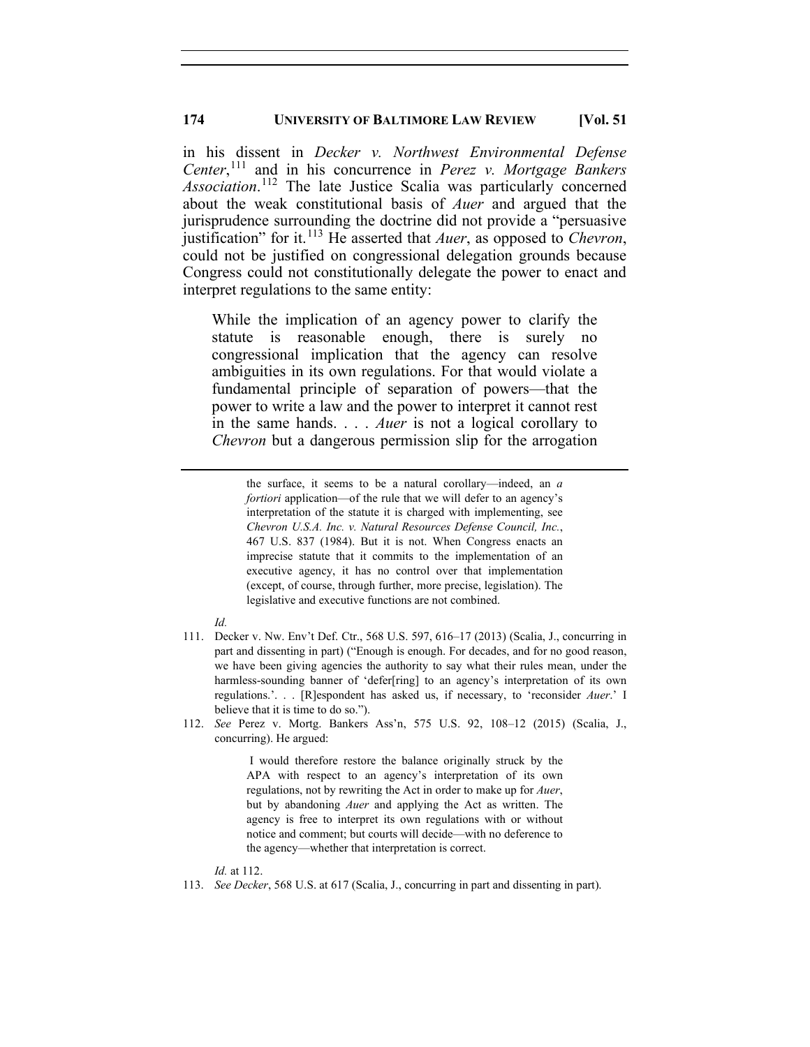in his dissent in *Decker v. Northwest Environmental Defense Center*,[111] and in his concurrence in *Perez v. Mortgage Bankers Association*.[112] The late Justice Scalia was particularly concerned about the weak constitutional basis of *Auer* and argued that the jurisprudence surrounding the doctrine did not provide a "persuasive justification" for it.[113] He asserted that *Auer*, as opposed to *Chevron*, could not be justified on congressional delegation grounds because Congress could not constitutionally delegate the power to enact and interpret regulations to the same entity:

> While the implication of an agency power to clarify the statute is reasonable enough, there is surely no congressional implication that the agency can resolve ambiguities in its own regulations. For that would violate a fundamental principle of separation of powers—that the power to write a law and the power to interpret it cannot rest in the same hands. . . . *Auer* is not a logical corollary to *Chevron* but a dangerous permission slip for the arrogation

---

> the surface, it seems to be a natural corollary—indeed, an *a fortiori* application—of the rule that we will defer to an agency's interpretation of the statute it is charged with implementing, see *Chevron U.S.A. Inc. v. Natural Resources Defense Council, Inc.*, 467 U.S. 837 (1984). But it is not. When Congress enacts an imprecise statute that it commits to the implementation of an executive agency, it has no control over that implementation (except, of course, through further, more precise, legislation). The legislative and executive functions are not combined.

*Id.*

111. Decker v. Nw. Env't Def. Ctr., 568 U.S. 597, 616–17 (2013) (Scalia, J., concurring in part and dissenting in part) ("Enough is enough. For decades, and for no good reason, we have been giving agencies the authority to say what their rules mean, under the harmless-sounding banner of 'defer[ring] to an agency's interpretation of its own regulations.'. . . [R]espondent has asked us, if necessary, to 'reconsider *Auer*.' I believe that it is time to do so.").
112. *See* Perez v. Mortg. Bankers Ass'n, 575 U.S. 92, 108–12 (2015) (Scalia, J., concurring). He argued:

> I would therefore restore the balance originally struck by the APA with respect to an agency's interpretation of its own regulations, not by rewriting the Act in order to make up for *Auer*, but by abandoning *Auer* and applying the Act as written. The agency is free to interpret its own regulations with or without notice and comment; but courts will decide—with no deference to the agency—whether that interpretation is correct.

*Id.* at 112.

113. *See Decker*, 568 U.S. at 617 (Scalia, J., concurring in part and dissenting in part).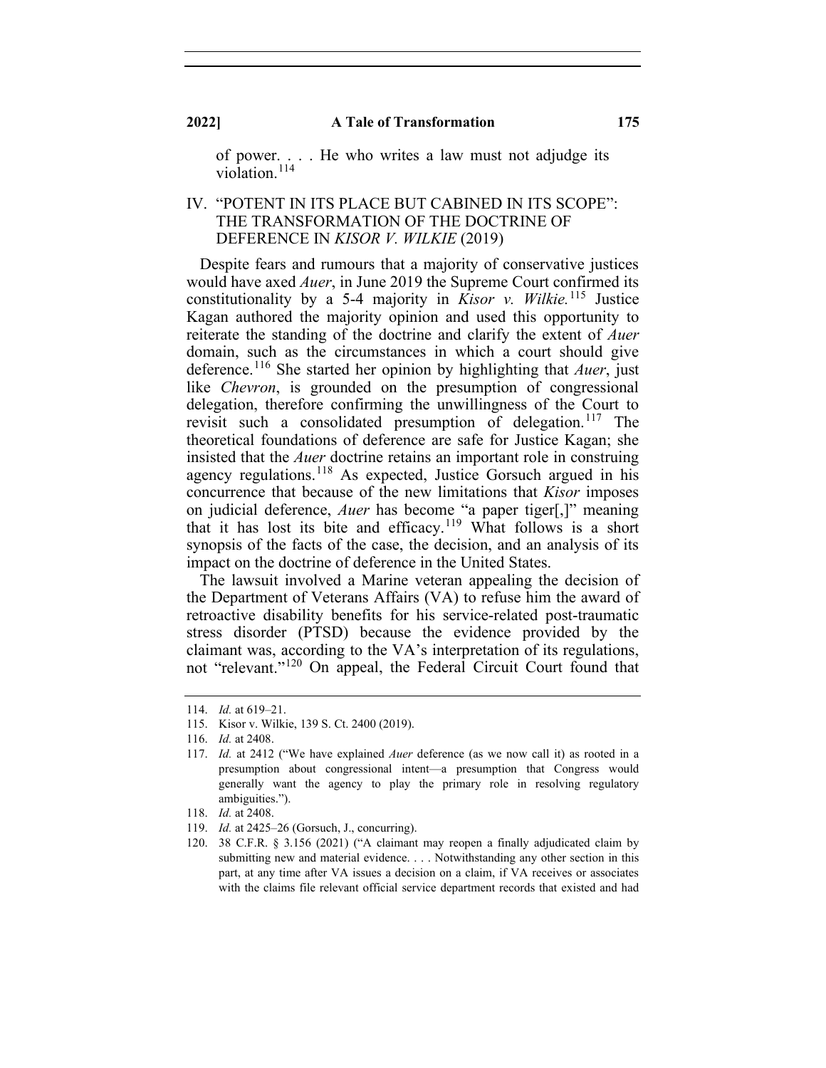of power. . . . He who writes a law must not adjudge its violation.[114]

## IV. "POTENT IN ITS PLACE BUT CABINED IN ITS SCOPE": THE TRANSFORMATION OF THE DOCTRINE OF DEFERENCE IN *KISOR V. WILKIE* (2019)

Despite fears and rumours that a majority of conservative justices would have axed *Auer*, in June 2019 the Supreme Court confirmed its constitutionality by a 5-4 majority in *Kisor v. Wilkie.*[115] Justice Kagan authored the majority opinion and used this opportunity to reiterate the standing of the doctrine and clarify the extent of *Auer* domain, such as the circumstances in which a court should give deference.[116] She started her opinion by highlighting that *Auer*, just like *Chevron*, is grounded on the presumption of congressional delegation, therefore confirming the unwillingness of the Court to revisit such a consolidated presumption of delegation.[117] The theoretical foundations of deference are safe for Justice Kagan; she insisted that the *Auer* doctrine retains an important role in construing agency regulations.[118] As expected, Justice Gorsuch argued in his concurrence that because of the new limitations that *Kisor* imposes on judicial deference, *Auer* has become "a paper tiger[,]" meaning that it has lost its bite and efficacy.[119] What follows is a short synopsis of the facts of the case, the decision, and an analysis of its impact on the doctrine of deference in the United States.

The lawsuit involved a Marine veteran appealing the decision of the Department of Veterans Affairs (VA) to refuse him the award of retroactive disability benefits for his service-related post-traumatic stress disorder (PTSD) because the evidence provided by the claimant was, according to the VA's interpretation of its regulations, not "relevant."[120] On appeal, the Federal Circuit Court found that

---

114. *Id.* at 619–21.

115. Kisor v. Wilkie, 139 S. Ct. 2400 (2019).

116. *Id.* at 2408.

117. *Id.* at 2412 ("We have explained *Auer* deference (as we now call it) as rooted in a presumption about congressional intent—a presumption that Congress would generally want the agency to play the primary role in resolving regulatory ambiguities.").

118. *Id.* at 2408.

119. *Id.* at 2425–26 (Gorsuch, J., concurring).

120. 38 C.F.R. § 3.156 (2021) ("A claimant may reopen a finally adjudicated claim by submitting new and material evidence. . . . Notwithstanding any other section in this part, at any time after VA issues a decision on a claim, if VA receives or associates with the claims file relevant official service department records that existed and had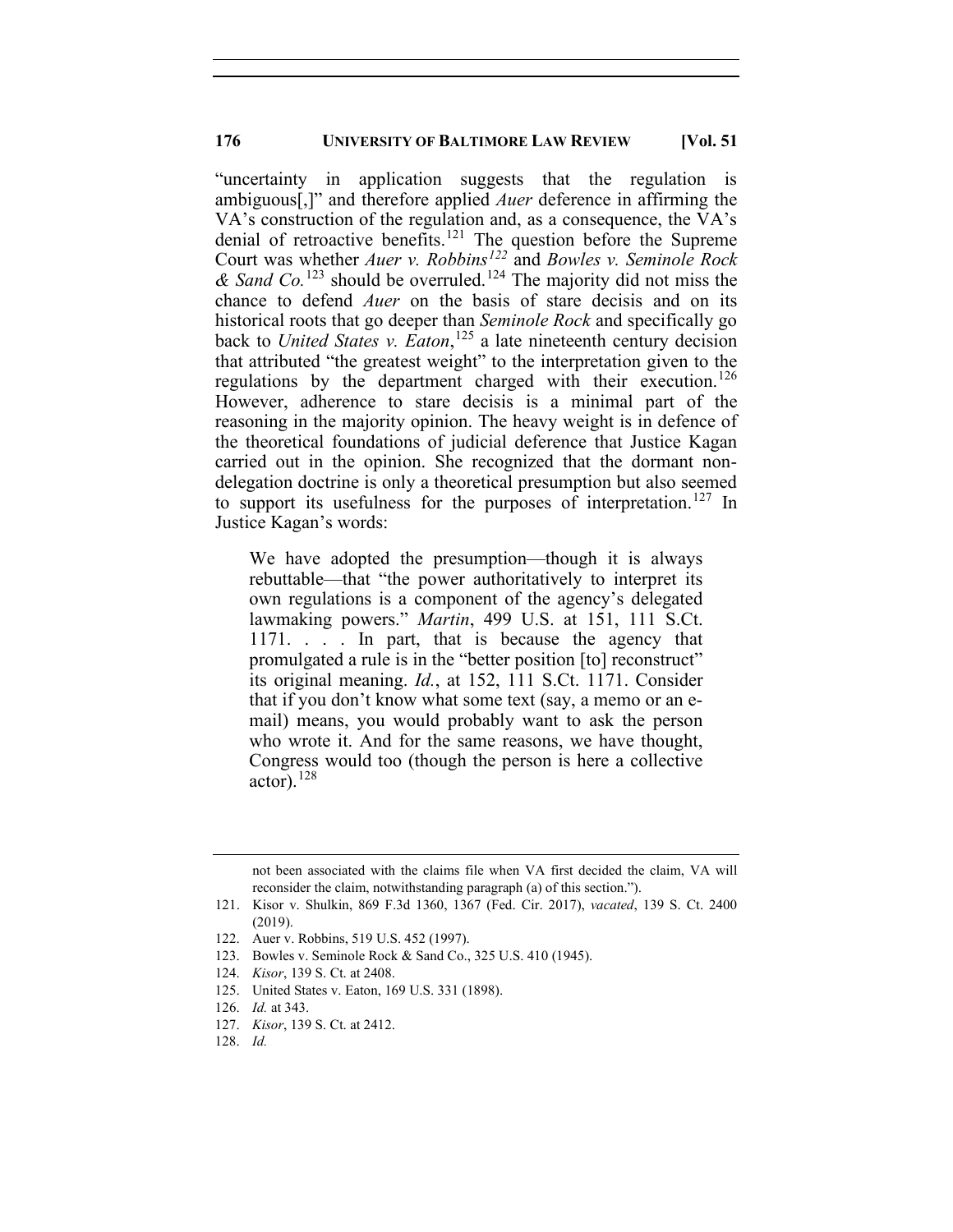"uncertainty in application suggests that the regulation is ambiguous[,]" and therefore applied *Auer* deference in affirming the VA's construction of the regulation and, as a consequence, the VA's denial of retroactive benefits.[121] The question before the Supreme Court was whether *Auer v. Robbins*[122] and *Bowles v. Seminole Rock & Sand Co.*[123] should be overruled.[124] The majority did not miss the chance to defend *Auer* on the basis of stare decisis and on its historical roots that go deeper than *Seminole Rock* and specifically go back to *United States v. Eaton*,[125] a late nineteenth century decision that attributed "the greatest weight" to the interpretation given to the regulations by the department charged with their execution.[126] However, adherence to stare decisis is a minimal part of the reasoning in the majority opinion. The heavy weight is in defence of the theoretical foundations of judicial deference that Justice Kagan carried out in the opinion. She recognized that the dormant non-delegation doctrine is only a theoretical presumption but also seemed to support its usefulness for the purposes of interpretation.[127] In Justice Kagan's words:

> We have adopted the presumption—though it is always rebuttable—that "the power authoritatively to interpret its own regulations is a component of the agency's delegated lawmaking powers." *Martin*, 499 U.S. at 151, 111 S.Ct. 1171. . . . In part, that is because the agency that promulgated a rule is in the "better position [to] reconstruct" its original meaning. *Id.*, at 152, 111 S.Ct. 1171. Consider that if you don't know what some text (say, a memo or an e-mail) means, you would probably want to ask the person who wrote it. And for the same reasons, we have thought, Congress would too (though the person is here a collective actor).[128]

---

not been associated with the claims file when VA first decided the claim, VA will reconsider the claim, notwithstanding paragraph (a) of this section.").

121. Kisor v. Shulkin, 869 F.3d 1360, 1367 (Fed. Cir. 2017), *vacated*, 139 S. Ct. 2400 (2019).
122. Auer v. Robbins, 519 U.S. 452 (1997).
123. Bowles v. Seminole Rock & Sand Co., 325 U.S. 410 (1945).
124. *Kisor*, 139 S. Ct. at 2408.
125. United States v. Eaton, 169 U.S. 331 (1898).
126. *Id.* at 343.
127. *Kisor*, 139 S. Ct. at 2412.
128. *Id.*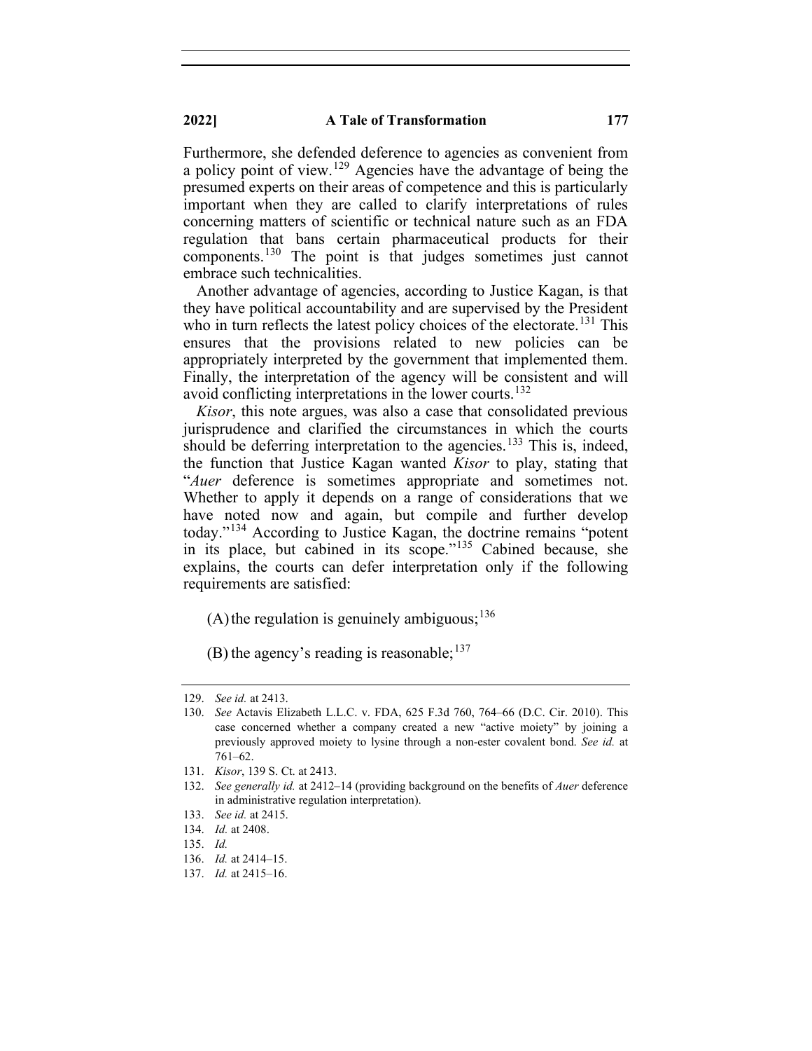Furthermore, she defended deference to agencies as convenient from a policy point of view.[129] Agencies have the advantage of being the presumed experts on their areas of competence and this is particularly important when they are called to clarify interpretations of rules concerning matters of scientific or technical nature such as an FDA regulation that bans certain pharmaceutical products for their components.[130] The point is that judges sometimes just cannot embrace such technicalities.

Another advantage of agencies, according to Justice Kagan, is that they have political accountability and are supervised by the President who in turn reflects the latest policy choices of the electorate.[131] This ensures that the provisions related to new policies can be appropriately interpreted by the government that implemented them. Finally, the interpretation of the agency will be consistent and will avoid conflicting interpretations in the lower courts.[132]

*Kisor*, this note argues, was also a case that consolidated previous jurisprudence and clarified the circumstances in which the courts should be deferring interpretation to the agencies.[133] This is, indeed, the function that Justice Kagan wanted *Kisor* to play, stating that "*Auer* deference is sometimes appropriate and sometimes not. Whether to apply it depends on a range of considerations that we have noted now and again, but compile and further develop today."[134] According to Justice Kagan, the doctrine remains "potent in its place, but cabined in its scope."[135] Cabined because, she explains, the courts can defer interpretation only if the following requirements are satisfied:

(A) the regulation is genuinely ambiguous;[136]

(B) the agency's reading is reasonable;[137]

---

129. *See id.* at 2413.

130. *See* Actavis Elizabeth L.L.C. v. FDA, 625 F.3d 760, 764–66 (D.C. Cir. 2010). This case concerned whether a company created a new "active moiety" by joining a previously approved moiety to lysine through a non-ester covalent bond. *See id.* at 761–62.

131. *Kisor*, 139 S. Ct. at 2413.

132. *See generally id.* at 2412–14 (providing background on the benefits of *Auer* deference in administrative regulation interpretation).

133. *See id.* at 2415.

134. *Id.* at 2408.

135. *Id.*

136. *Id.* at 2414–15.

137. *Id.* at 2415–16.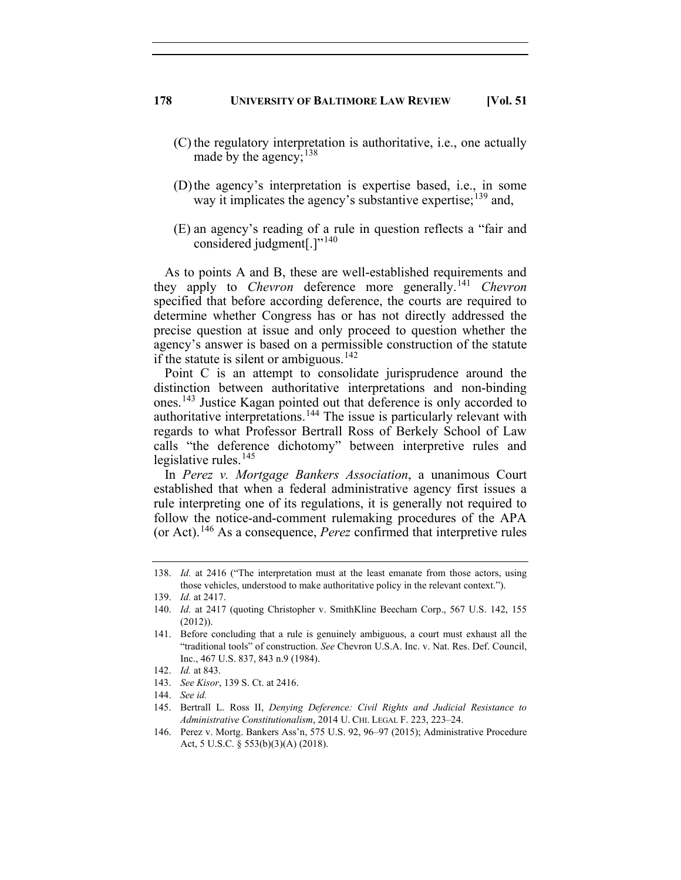(C) the regulatory interpretation is authoritative, i.e., one actually made by the agency;[138]

(D) the agency's interpretation is expertise based, i.e., in some way it implicates the agency's substantive expertise;[139] and,

(E) an agency's reading of a rule in question reflects a "fair and considered judgment[.]"[140]

As to points A and B, these are well-established requirements and they apply to *Chevron* deference more generally.[141] *Chevron* specified that before according deference, the courts are required to determine whether Congress has or has not directly addressed the precise question at issue and only proceed to question whether the agency's answer is based on a permissible construction of the statute if the statute is silent or ambiguous.[142]

Point C is an attempt to consolidate jurisprudence around the distinction between authoritative interpretations and non-binding ones.[143] Justice Kagan pointed out that deference is only accorded to authoritative interpretations.[144] The issue is particularly relevant with regards to what Professor Bertrall Ross of Berkely School of Law calls "the deference dichotomy" between interpretive rules and legislative rules.[145]

In *Perez v. Mortgage Bankers Association*, a unanimous Court established that when a federal administrative agency first issues a rule interpreting one of its regulations, it is generally not required to follow the notice-and-comment rulemaking procedures of the APA (or Act).[146] As a consequence, *Perez* confirmed that interpretive rules

---

138. *Id.* at 2416 ("The interpretation must at the least emanate from those actors, using those vehicles, understood to make authoritative policy in the relevant context.").

139. *Id.* at 2417.

140. *Id.* at 2417 (quoting Christopher v. SmithKline Beecham Corp., 567 U.S. 142, 155 (2012)).

141. Before concluding that a rule is genuinely ambiguous, a court must exhaust all the "traditional tools" of construction. *See* Chevron U.S.A. Inc. v. Nat. Res. Def. Council, Inc., 467 U.S. 837, 843 n.9 (1984).

142. *Id.* at 843.

143. *See Kisor*, 139 S. Ct. at 2416.

144. *See id.*

145. Bertrall L. Ross II, *Denying Deference: Civil Rights and Judicial Resistance to Administrative Constitutionalism*, 2014 U. CHI. LEGAL F. 223, 223–24.

146. Perez v. Mortg. Bankers Ass'n, 575 U.S. 92, 96–97 (2015); Administrative Procedure Act, 5 U.S.C. § 553(b)(3)(A) (2018).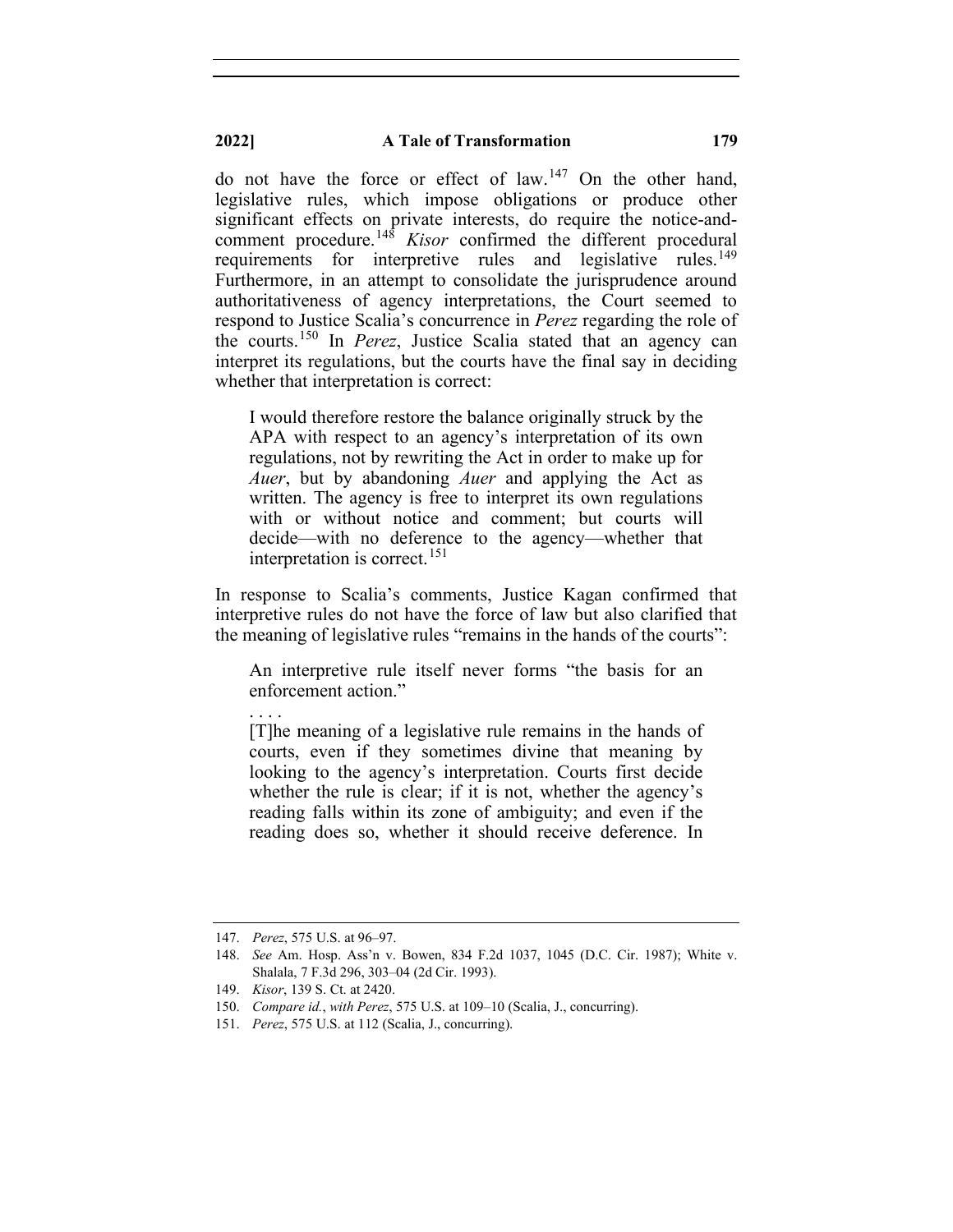do not have the force or effect of law.[147] On the other hand, legislative rules, which impose obligations or produce other significant effects on private interests, do require the notice-and-comment procedure.[148] *Kisor* confirmed the different procedural requirements for interpretive rules and legislative rules.[149] Furthermore, in an attempt to consolidate the jurisprudence around authoritativeness of agency interpretations, the Court seemed to respond to Justice Scalia's concurrence in *Perez* regarding the role of the courts.[150] In *Perez*, Justice Scalia stated that an agency can interpret its regulations, but the courts have the final say in deciding whether that interpretation is correct:

> I would therefore restore the balance originally struck by the APA with respect to an agency's interpretation of its own regulations, not by rewriting the Act in order to make up for *Auer*, but by abandoning *Auer* and applying the Act as written. The agency is free to interpret its own regulations with or without notice and comment; but courts will decide—with no deference to the agency—whether that interpretation is correct.[151]

In response to Scalia's comments, Justice Kagan confirmed that interpretive rules do not have the force of law but also clarified that the meaning of legislative rules "remains in the hands of the courts":

> An interpretive rule itself never forms "the basis for an enforcement action."
>
> . . . .
>
> [T]he meaning of a legislative rule remains in the hands of courts, even if they sometimes divine that meaning by looking to the agency's interpretation. Courts first decide whether the rule is clear; if it is not, whether the agency's reading falls within its zone of ambiguity; and even if the reading does so, whether it should receive deference. In

---

147. *Perez*, 575 U.S. at 96–97.

148. *See* Am. Hosp. Ass'n v. Bowen, 834 F.2d 1037, 1045 (D.C. Cir. 1987); White v. Shalala, 7 F.3d 296, 303–04 (2d Cir. 1993).

149. *Kisor*, 139 S. Ct. at 2420.

150. *Compare id.*, *with Perez*, 575 U.S. at 109–10 (Scalia, J., concurring).

151. *Perez*, 575 U.S. at 112 (Scalia, J., concurring).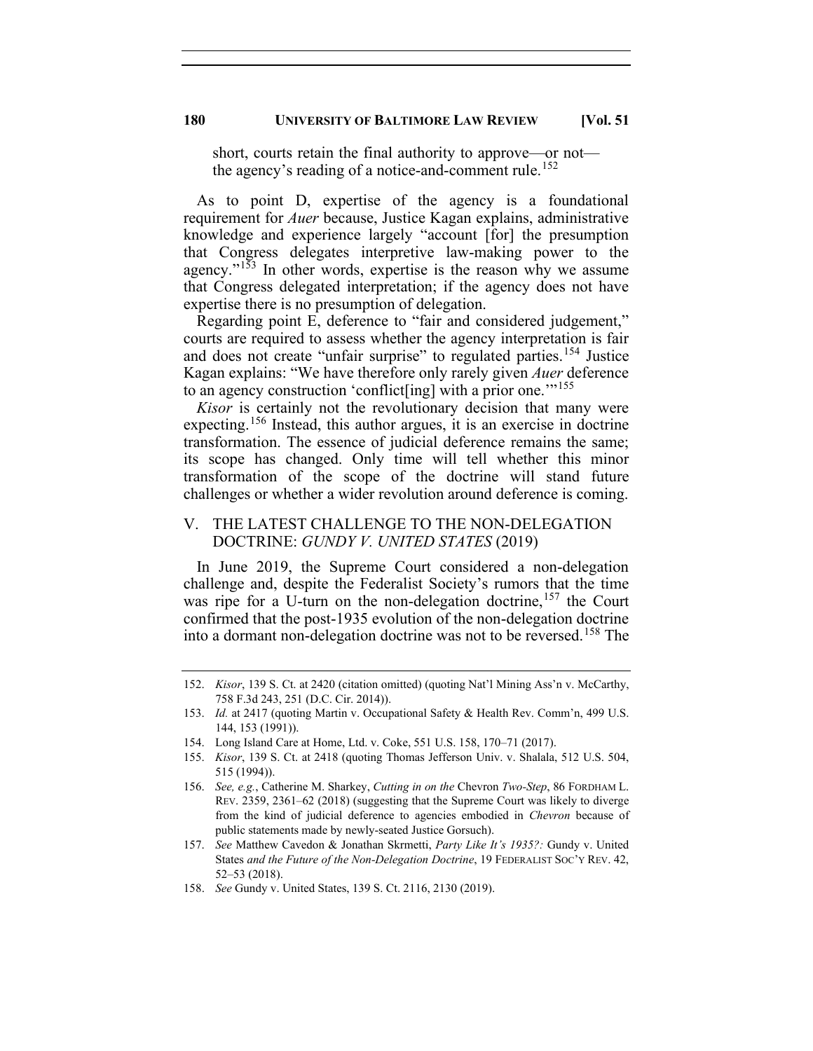short, courts retain the final authority to approve—or not—the agency's reading of a notice-and-comment rule.[152]

As to point D, expertise of the agency is a foundational requirement for *Auer* because, Justice Kagan explains, administrative knowledge and experience largely "account [for] the presumption that Congress delegates interpretive law-making power to the agency."[153] In other words, expertise is the reason why we assume that Congress delegated interpretation; if the agency does not have expertise there is no presumption of delegation.

Regarding point E, deference to "fair and considered judgement," courts are required to assess whether the agency interpretation is fair and does not create "unfair surprise" to regulated parties.[154] Justice Kagan explains: "We have therefore only rarely given *Auer* deference to an agency construction 'conflict[ing] with a prior one.'"[155]

*Kisor* is certainly not the revolutionary decision that many were expecting.[156] Instead, this author argues, it is an exercise in doctrine transformation. The essence of judicial deference remains the same; its scope has changed. Only time will tell whether this minor transformation of the scope of the doctrine will stand future challenges or whether a wider revolution around deference is coming.

## V. THE LATEST CHALLENGE TO THE NON-DELEGATION DOCTRINE: *GUNDY V. UNITED STATES* (2019)

In June 2019, the Supreme Court considered a non-delegation challenge and, despite the Federalist Society's rumors that the time was ripe for a U-turn on the non-delegation doctrine,[157] the Court confirmed that the post-1935 evolution of the non-delegation doctrine into a dormant non-delegation doctrine was not to be reversed.[158] The

---

152. *Kisor*, 139 S. Ct. at 2420 (citation omitted) (quoting Nat'l Mining Ass'n v. McCarthy, 758 F.3d 243, 251 (D.C. Cir. 2014)).

153. *Id.* at 2417 (quoting Martin v. Occupational Safety & Health Rev. Comm'n, 499 U.S. 144, 153 (1991)).

154. Long Island Care at Home, Ltd. v. Coke, 551 U.S. 158, 170–71 (2017).

155. *Kisor*, 139 S. Ct. at 2418 (quoting Thomas Jefferson Univ. v. Shalala, 512 U.S. 504, 515 (1994)).

156. *See, e.g.*, Catherine M. Sharkey, *Cutting in on the* Chevron *Two-Step*, 86 FORDHAM L. REV. 2359, 2361–62 (2018) (suggesting that the Supreme Court was likely to diverge from the kind of judicial deference to agencies embodied in *Chevron* because of public statements made by newly-seated Justice Gorsuch).

157. *See* Matthew Cavedon & Jonathan Skrmetti, *Party Like It's 1935?:* Gundy v. United States *and the Future of the Non-Delegation Doctrine*, 19 FEDERALIST SOC'Y REV. 42, 52–53 (2018).

158. *See* Gundy v. United States, 139 S. Ct. 2116, 2130 (2019).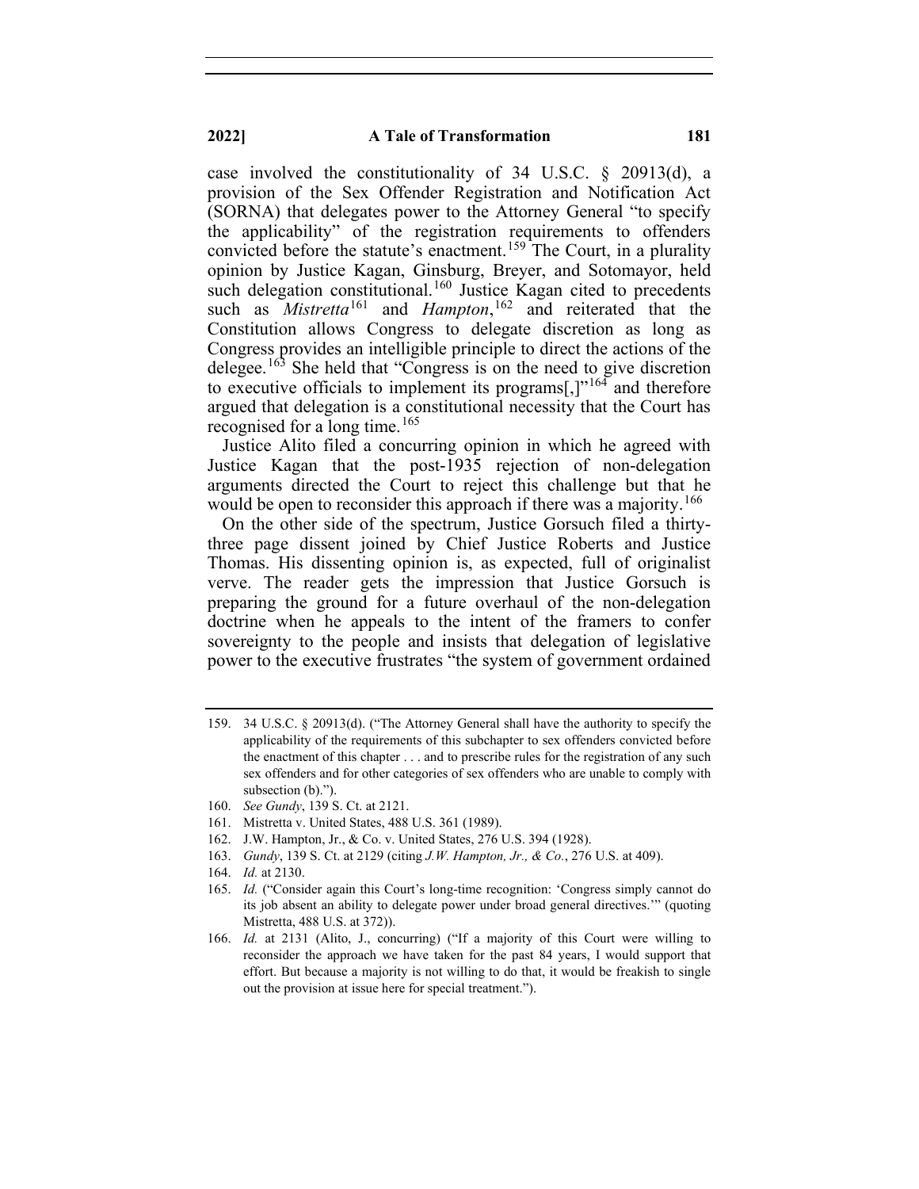case involved the constitutionality of 34 U.S.C. § 20913(d), a provision of the Sex Offender Registration and Notification Act (SORNA) that delegates power to the Attorney General "to specify the applicability" of the registration requirements to offenders convicted before the statute's enactment.[159] The Court, in a plurality opinion by Justice Kagan, Ginsburg, Breyer, and Sotomayor, held such delegation constitutional.[160] Justice Kagan cited to precedents such as *Mistretta*[161] and *Hampton*,[162] and reiterated that the Constitution allows Congress to delegate discretion as long as Congress provides an intelligible principle to direct the actions of the delegee.[163] She held that "Congress is on the need to give discretion to executive officials to implement its programs[,]"[164] and therefore argued that delegation is a constitutional necessity that the Court has recognised for a long time.[165]

Justice Alito filed a concurring opinion in which he agreed with Justice Kagan that the post-1935 rejection of non-delegation arguments directed the Court to reject this challenge but that he would be open to reconsider this approach if there was a majority.[166]

On the other side of the spectrum, Justice Gorsuch filed a thirty-three page dissent joined by Chief Justice Roberts and Justice Thomas. His dissenting opinion is, as expected, full of originalist verve. The reader gets the impression that Justice Gorsuch is preparing the ground for a future overhaul of the non-delegation doctrine when he appeals to the intent of the framers to confer sovereignty to the people and insists that delegation of legislative power to the executive frustrates "the system of government ordained

---

159. 34 U.S.C. § 20913(d). ("The Attorney General shall have the authority to specify the applicability of the requirements of this subchapter to sex offenders convicted before the enactment of this chapter . . . and to prescribe rules for the registration of any such sex offenders and for other categories of sex offenders who are unable to comply with subsection (b).").

160. *See Gundy*, 139 S. Ct. at 2121.

161. Mistretta v. United States, 488 U.S. 361 (1989).

162. J.W. Hampton, Jr., & Co. v. United States, 276 U.S. 394 (1928).

163. *Gundy*, 139 S. Ct. at 2129 (citing *J.W. Hampton, Jr., & Co.*, 276 U.S. at 409).

164. *Id.* at 2130.

165. *Id.* ("Consider again this Court's long-time recognition: 'Congress simply cannot do its job absent an ability to delegate power under broad general directives.'" (quoting Mistretta, 488 U.S. at 372)).

166. *Id.* at 2131 (Alito, J., concurring) ("If a majority of this Court were willing to reconsider the approach we have taken for the past 84 years, I would support that effort. But because a majority is not willing to do that, it would be freakish to single out the provision at issue here for special treatment.").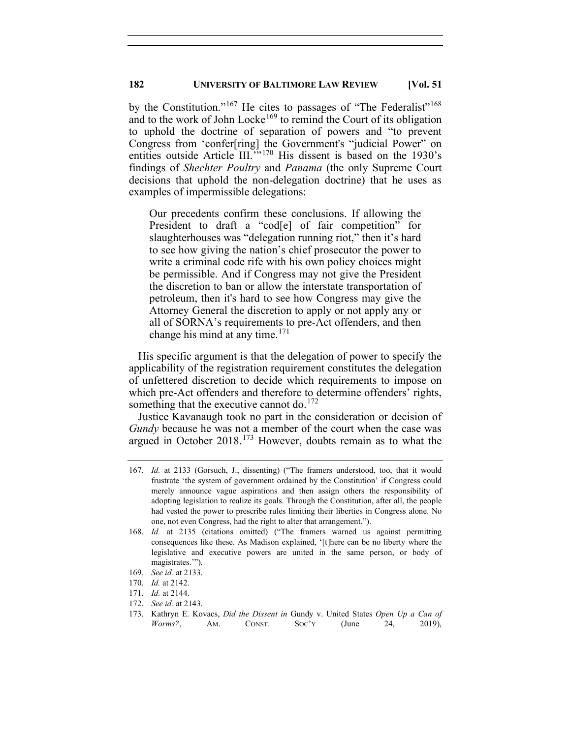by the Constitution."[167] He cites to passages of "The Federalist"[168] and to the work of John Locke[169] to remind the Court of its obligation to uphold the doctrine of separation of powers and "to prevent Congress from 'confer[ring] the Government's "judicial Power" on entities outside Article III.'"[170] His dissent is based on the 1930's findings of *Shechter Poultry* and *Panama* (the only Supreme Court decisions that uphold the non-delegation doctrine) that he uses as examples of impermissible delegations:

> Our precedents confirm these conclusions. If allowing the President to draft a "cod[e] of fair competition" for slaughterhouses was "delegation running riot," then it's hard to see how giving the nation's chief prosecutor the power to write a criminal code rife with his own policy choices might be permissible. And if Congress may not give the President the discretion to ban or allow the interstate transportation of petroleum, then it's hard to see how Congress may give the Attorney General the discretion to apply or not apply any or all of SORNA's requirements to pre-Act offenders, and then change his mind at any time.[171]

His specific argument is that the delegation of power to specify the applicability of the registration requirement constitutes the delegation of unfettered discretion to decide which requirements to impose on which pre-Act offenders and therefore to determine offenders' rights, something that the executive cannot do.[172]

Justice Kavanaugh took no part in the consideration or decision of *Gundy* because he was not a member of the court when the case was argued in October 2018.[173] However, doubts remain as to what the

---

167. *Id.* at 2133 (Gorsuch, J., dissenting) ("The framers understood, too, that it would frustrate 'the system of government ordained by the Constitution' if Congress could merely announce vague aspirations and then assign others the responsibility of adopting legislation to realize its goals. Through the Constitution, after all, the people had vested the power to prescribe rules limiting their liberties in Congress alone. No one, not even Congress, had the right to alter that arrangement.").

168. *Id.* at 2135 (citations omitted) ("The framers warned us against permitting consequences like these. As Madison explained, '[t]here can be no liberty where the legislative and executive powers are united in the same person, or body of magistrates.'").

169. *See id.* at 2133.

170. *Id.* at 2142.

171. *Id.* at 2144.

172. *See id.* at 2143.

173. Kathryn E. Kovacs, *Did the Dissent in* Gundy v. United States *Open Up a Can of Worms?*, AM. CONST. SOC'Y (June 24, 2019),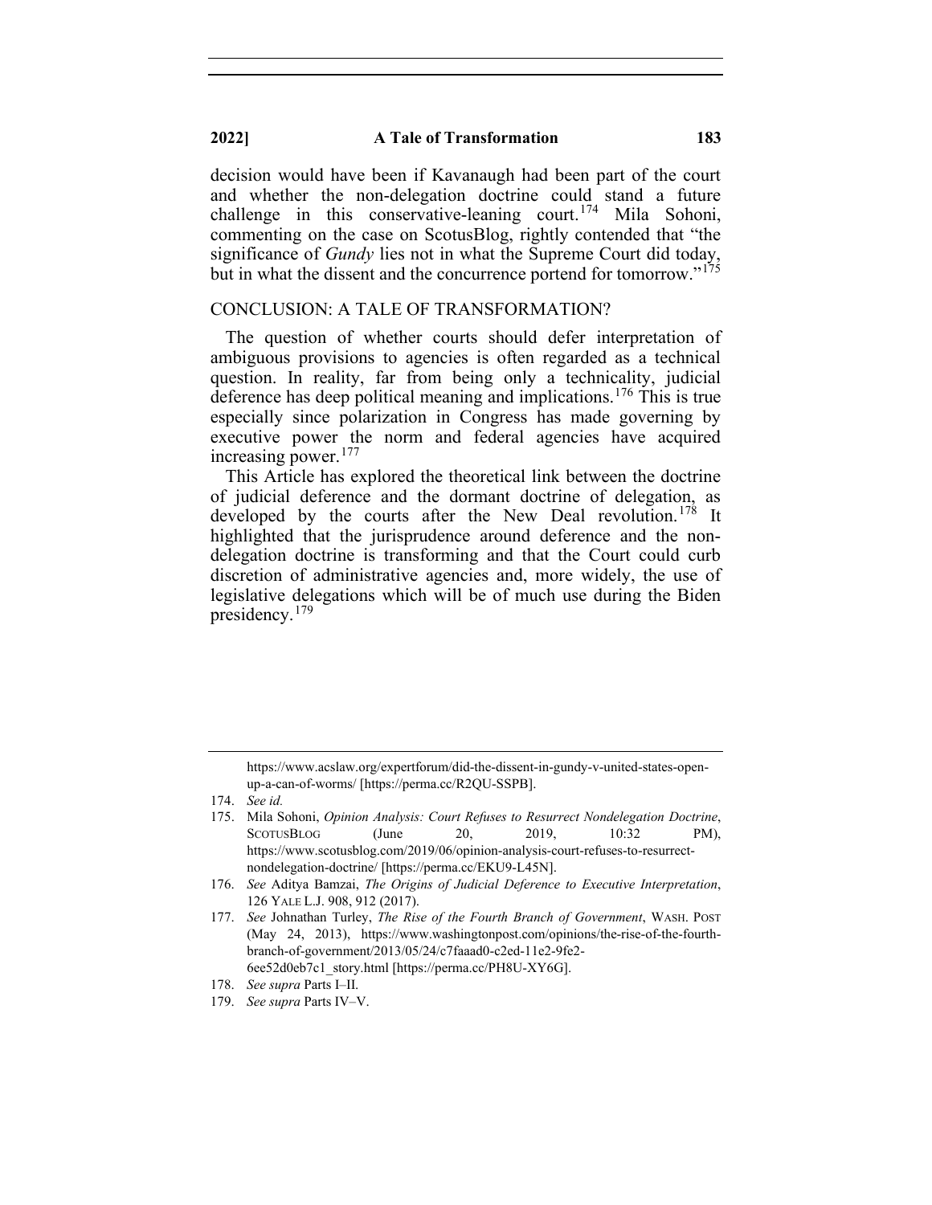decision would have been if Kavanaugh had been part of the court and whether the non-delegation doctrine could stand a future challenge in this conservative-leaning court.[174] Mila Sohoni, commenting on the case on ScotusBlog, rightly contended that "the significance of *Gundy* lies not in what the Supreme Court did today, but in what the dissent and the concurrence portend for tomorrow."[175]

## CONCLUSION: A TALE OF TRANSFORMATION?

The question of whether courts should defer interpretation of ambiguous provisions to agencies is often regarded as a technical question. In reality, far from being only a technicality, judicial deference has deep political meaning and implications.[176] This is true especially since polarization in Congress has made governing by executive power the norm and federal agencies have acquired increasing power.[177]

This Article has explored the theoretical link between the doctrine of judicial deference and the dormant doctrine of delegation, as developed by the courts after the New Deal revolution.[178] It highlighted that the jurisprudence around deference and the non-delegation doctrine is transforming and that the Court could curb discretion of administrative agencies and, more widely, the use of legislative delegations which will be of much use during the Biden presidency.[179]

---

https://www.acslaw.org/expertforum/did-the-dissent-in-gundy-v-united-states-open-up-a-can-of-worms/ [https://perma.cc/R2QU-SSPB].

174. *See id.*

175. Mila Sohoni, *Opinion Analysis: Court Refuses to Resurrect Nondelegation Doctrine*, SCOTUSBLOG (June 20, 2019, 10:32 PM), https://www.scotusblog.com/2019/06/opinion-analysis-court-refuses-to-resurrect-nondelegation-doctrine/ [https://perma.cc/EKU9-L45N].

176. *See* Aditya Bamzai, *The Origins of Judicial Deference to Executive Interpretation*, 126 YALE L.J. 908, 912 (2017).

177. *See* Johnathan Turley, *The Rise of the Fourth Branch of Government*, WASH. POST (May 24, 2013), https://www.washingtonpost.com/opinions/the-rise-of-the-fourth-branch-of-government/2013/05/24/c7faaad0-c2ed-11e2-9fe2-6ee52d0eb7c1_story.html [https://perma.cc/PH8U-XY6G].

178. *See supra* Parts I–II.

179. *See supra* Parts IV–V.